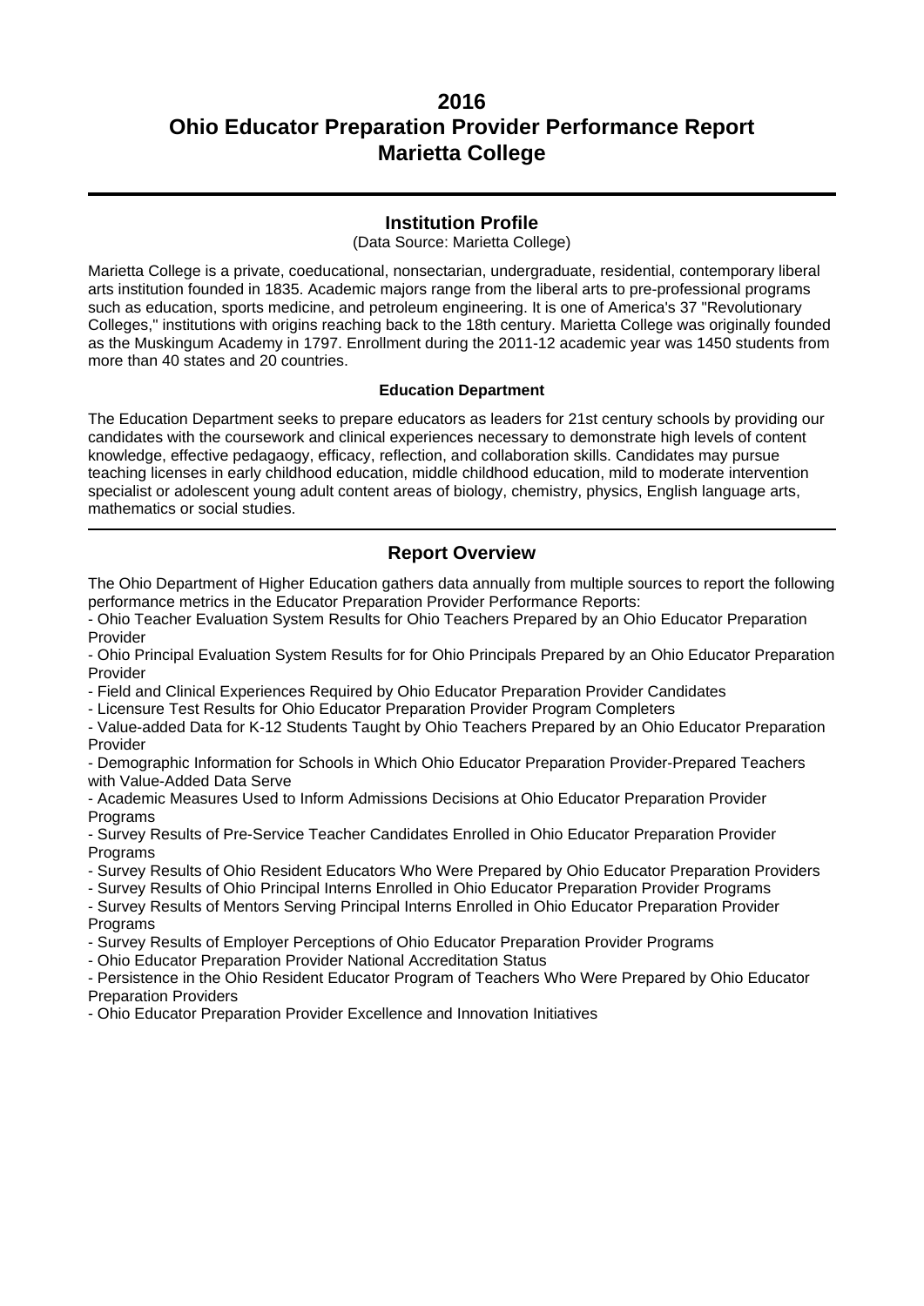# 2016
# Ohio Educator Preparation Provider Performance Report
# Marietta College

## Institution Profile

(Data Source: Marietta College)

Marietta College is a private, coeducational, nonsectarian, undergraduate, residential, contemporary liberal arts institution founded in 1835. Academic majors range from the liberal arts to pre-professional programs such as education, sports medicine, and petroleum engineering. It is one of America's 37 "Revolutionary Colleges," institutions with origins reaching back to the 18th century. Marietta College was originally founded as the Muskingum Academy in 1797. Enrollment during the 2011-12 academic year was 1450 students from more than 40 states and 20 countries.

### Education Department

The Education Department seeks to prepare educators as leaders for 21st century schools by providing our candidates with the coursework and clinical experiences necessary to demonstrate high levels of content knowledge, effective pedagaogy, efficacy, reflection, and collaboration skills. Candidates may pursue teaching licenses in early childhood education, middle childhood education, mild to moderate intervention specialist or adolescent young adult content areas of biology, chemistry, physics, English language arts, mathematics or social studies.

## Report Overview

The Ohio Department of Higher Education gathers data annually from multiple sources to report the following performance metrics in the Educator Preparation Provider Performance Reports:

- Ohio Teacher Evaluation System Results for Ohio Teachers Prepared by an Ohio Educator Preparation Provider
- Ohio Principal Evaluation System Results for for Ohio Principals Prepared by an Ohio Educator Preparation Provider
- Field and Clinical Experiences Required by Ohio Educator Preparation Provider Candidates
- Licensure Test Results for Ohio Educator Preparation Provider Program Completers
- Value-added Data for K-12 Students Taught by Ohio Teachers Prepared by an Ohio Educator Preparation Provider
- Demographic Information for Schools in Which Ohio Educator Preparation Provider-Prepared Teachers with Value-Added Data Serve
- Academic Measures Used to Inform Admissions Decisions at Ohio Educator Preparation Provider Programs
- Survey Results of Pre-Service Teacher Candidates Enrolled in Ohio Educator Preparation Provider Programs
- Survey Results of Ohio Resident Educators Who Were Prepared by Ohio Educator Preparation Providers
- Survey Results of Ohio Principal Interns Enrolled in Ohio Educator Preparation Provider Programs
- Survey Results of Mentors Serving Principal Interns Enrolled in Ohio Educator Preparation Provider Programs
- Survey Results of Employer Perceptions of Ohio Educator Preparation Provider Programs
- Ohio Educator Preparation Provider National Accreditation Status
- Persistence in the Ohio Resident Educator Program of Teachers Who Were Prepared by Ohio Educator Preparation Providers
- Ohio Educator Preparation Provider Excellence and Innovation Initiatives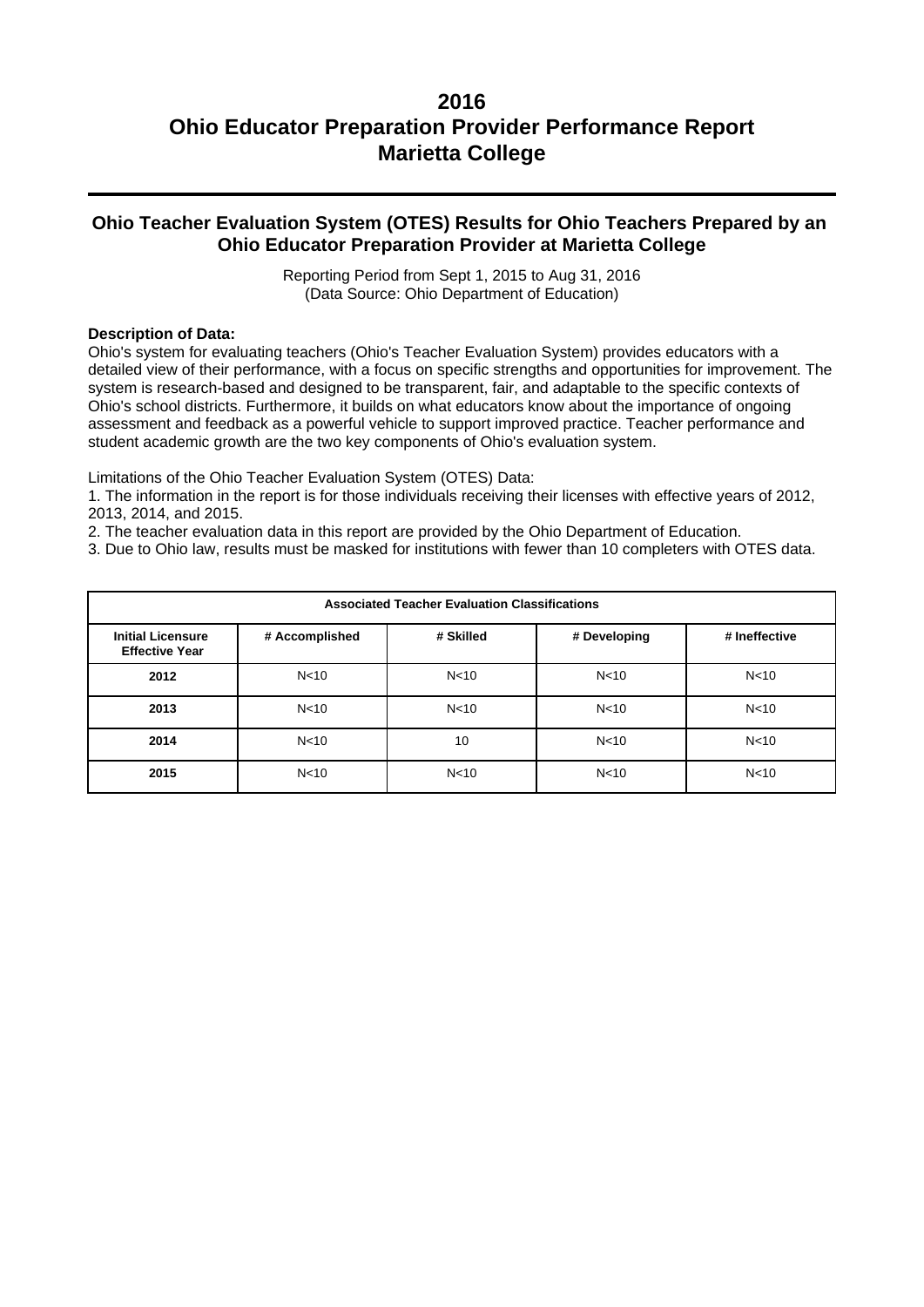# 2016
# Ohio Educator Preparation Provider Performance Report
# Marietta College

## Ohio Teacher Evaluation System (OTES) Results for Ohio Teachers Prepared by an Ohio Educator Preparation Provider at Marietta College

Reporting Period from Sept 1, 2015 to Aug 31, 2016
(Data Source: Ohio Department of Education)

**Description of Data:**
Ohio's system for evaluating teachers (Ohio's Teacher Evaluation System) provides educators with a detailed view of their performance, with a focus on specific strengths and opportunities for improvement. The system is research-based and designed to be transparent, fair, and adaptable to the specific contexts of Ohio's school districts. Furthermore, it builds on what educators know about the importance of ongoing assessment and feedback as a powerful vehicle to support improved practice. Teacher performance and student academic growth are the two key components of Ohio's evaluation system.

Limitations of the Ohio Teacher Evaluation System (OTES) Data:
1. The information in the report is for those individuals receiving their licenses with effective years of 2012, 2013, 2014, and 2015.
2. The teacher evaluation data in this report are provided by the Ohio Department of Education.
3. Due to Ohio law, results must be masked for institutions with fewer than 10 completers with OTES data.

| Associated Teacher Evaluation Classifications | | | | |
|---|---|---|---|---|
| **Initial Licensure Effective Year** | **# Accomplished** | **# Skilled** | **# Developing** | **# Ineffective** |
| **2012** | N<10 | N<10 | N<10 | N<10 |
| **2013** | N<10 | N<10 | N<10 | N<10 |
| **2014** | N<10 | 10 | N<10 | N<10 |
| **2015** | N<10 | N<10 | N<10 | N<10 |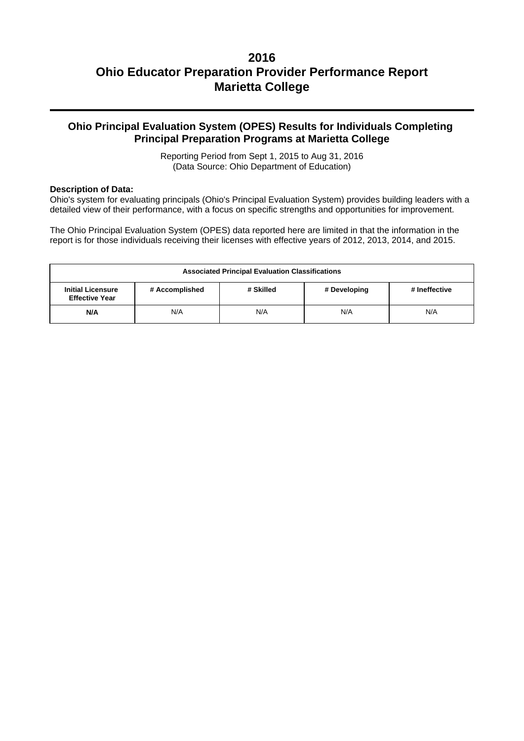# 2016
# Ohio Educator Preparation Provider Performance Report
# Marietta College

## Ohio Principal Evaluation System (OPES) Results for Individuals Completing Principal Preparation Programs at Marietta College

Reporting Period from Sept 1, 2015 to Aug 31, 2016
(Data Source: Ohio Department of Education)

**Description of Data:**
Ohio's system for evaluating principals (Ohio's Principal Evaluation System) provides building leaders with a detailed view of their performance, with a focus on specific strengths and opportunities for improvement.

The Ohio Principal Evaluation System (OPES) data reported here are limited in that the information in the report is for those individuals receiving their licenses with effective years of 2012, 2013, 2014, and 2015.

| Associated Principal Evaluation Classifications | | | | |
|---|---|---|---|---|
| **Initial Licensure Effective Year** | **# Accomplished** | **# Skilled** | **# Developing** | **# Ineffective** |
| **N/A** | N/A | N/A | N/A | N/A |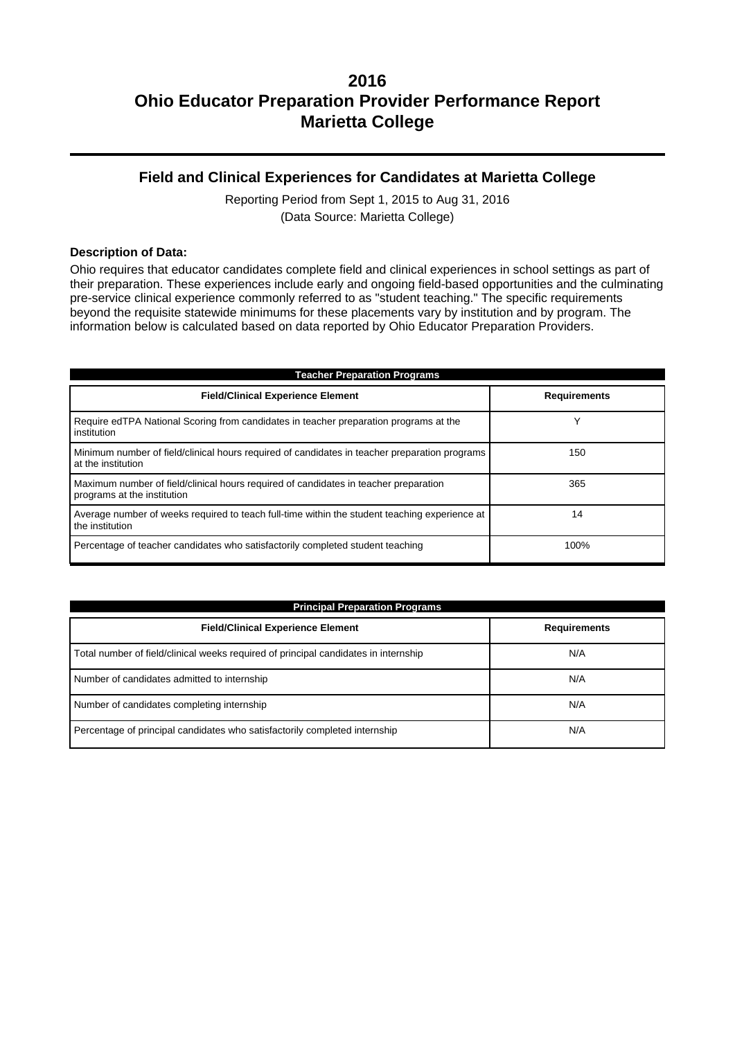# 2016
# Ohio Educator Preparation Provider Performance Report
# Marietta College

## Field and Clinical Experiences for Candidates at Marietta College

Reporting Period from Sept 1, 2015 to Aug 31, 2016
(Data Source: Marietta College)

**Description of Data:**

Ohio requires that educator candidates complete field and clinical experiences in school settings as part of their preparation. These experiences include early and ongoing field-based opportunities and the culminating pre-service clinical experience commonly referred to as "student teaching." The specific requirements beyond the requisite statewide minimums for these placements vary by institution and by program. The information below is calculated based on data reported by Ohio Educator Preparation Providers.

**Teacher Preparation Programs**

| Field/Clinical Experience Element | Requirements |
|---|---|
| Require edTPA National Scoring from candidates in teacher preparation programs at the institution | Y |
| Minimum number of field/clinical hours required of candidates in teacher preparation programs at the institution | 150 |
| Maximum number of field/clinical hours required of candidates in teacher preparation programs at the institution | 365 |
| Average number of weeks required to teach full-time within the student teaching experience at the institution | 14 |
| Percentage of teacher candidates who satisfactorily completed student teaching | 100% |

**Principal Preparation Programs**

| Field/Clinical Experience Element | Requirements |
|---|---|
| Total number of field/clinical weeks required of principal candidates in internship | N/A |
| Number of candidates admitted to internship | N/A |
| Number of candidates completing internship | N/A |
| Percentage of principal candidates who satisfactorily completed internship | N/A |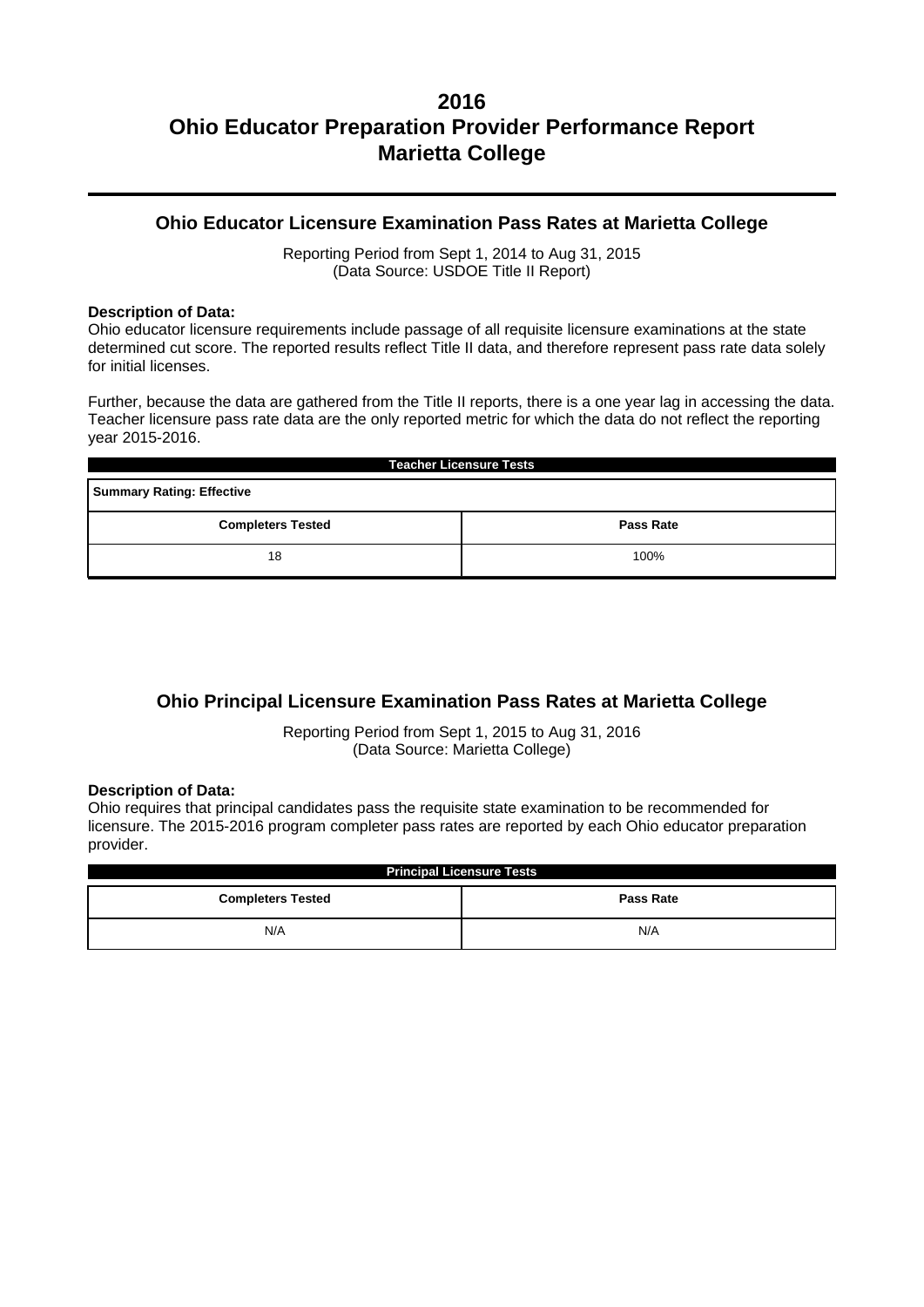# 2016
# Ohio Educator Preparation Provider Performance Report
# Marietta College

## Ohio Educator Licensure Examination Pass Rates at Marietta College

Reporting Period from Sept 1, 2014 to Aug 31, 2015
(Data Source: USDOE Title II Report)

**Description of Data:**
Ohio educator licensure requirements include passage of all requisite licensure examinations at the state determined cut score. The reported results reflect Title II data, and therefore represent pass rate data solely for initial licenses.

Further, because the data are gathered from the Title II reports, there is a one year lag in accessing the data. Teacher licensure pass rate data are the only reported metric for which the data do not reflect the reporting year 2015-2016.

| Teacher Licensure Tests | |
|---|---|
| **Summary Rating: Effective** | |
| **Completers Tested** | **Pass Rate** |
| 18 | 100% |

## Ohio Principal Licensure Examination Pass Rates at Marietta College

Reporting Period from Sept 1, 2015 to Aug 31, 2016
(Data Source: Marietta College)

**Description of Data:**
Ohio requires that principal candidates pass the requisite state examination to be recommended for licensure. The 2015-2016 program completer pass rates are reported by each Ohio educator preparation provider.

| Principal Licensure Tests | |
|---|---|
| **Completers Tested** | **Pass Rate** |
| N/A | N/A |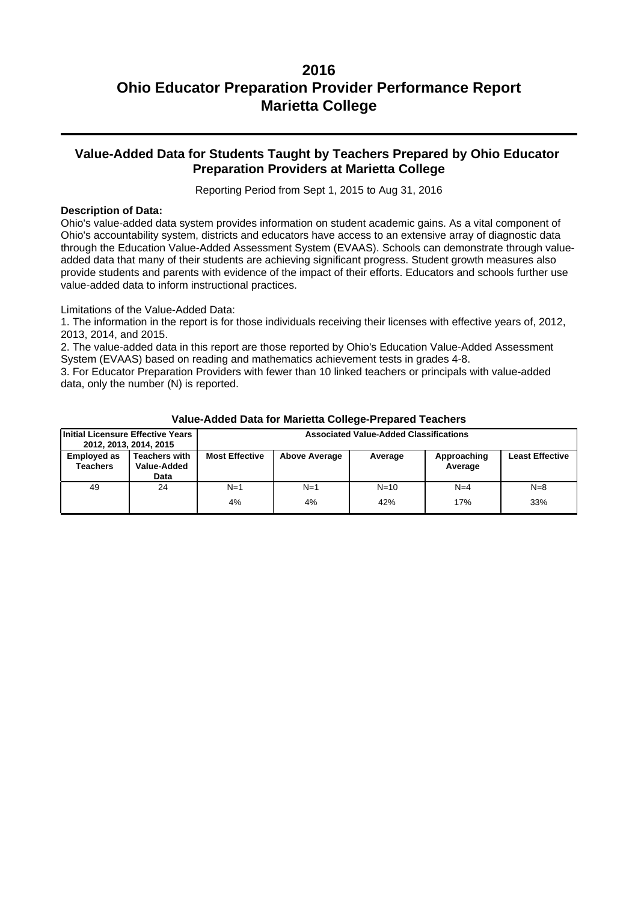# 2016
# Ohio Educator Preparation Provider Performance Report
# Marietta College

## Value-Added Data for Students Taught by Teachers Prepared by Ohio Educator Preparation Providers at Marietta College

Reporting Period from Sept 1, 2015 to Aug 31, 2016

**Description of Data:**

Ohio's value-added data system provides information on student academic gains. As a vital component of Ohio's accountability system, districts and educators have access to an extensive array of diagnostic data through the Education Value-Added Assessment System (EVAAS). Schools can demonstrate through value-added data that many of their students are achieving significant progress. Student growth measures also provide students and parents with evidence of the impact of their efforts. Educators and schools further use value-added data to inform instructional practices.

Limitations of the Value-Added Data:

1. The information in the report is for those individuals receiving their licenses with effective years of, 2012, 2013, 2014, and 2015.
2. The value-added data in this report are those reported by Ohio's Education Value-Added Assessment System (EVAAS) based on reading and mathematics achievement tests in grades 4-8.
3. For Educator Preparation Providers with fewer than 10 linked teachers or principals with value-added data, only the number (N) is reported.

**Value-Added Data for Marietta College-Prepared Teachers**

| Initial Licensure Effective Years 2012, 2013, 2014, 2015 | | Associated Value-Added Classifications | | | | |
|---|---|---|---|---|---|---|
| **Employed as Teachers** | **Teachers with Value-Added Data** | **Most Effective** | **Above Average** | **Average** | **Approaching Average** | **Least Effective** |
| 49 | 24 | N=1<br>4% | N=1<br>4% | N=10<br>42% | N=4<br>17% | N=8<br>33% |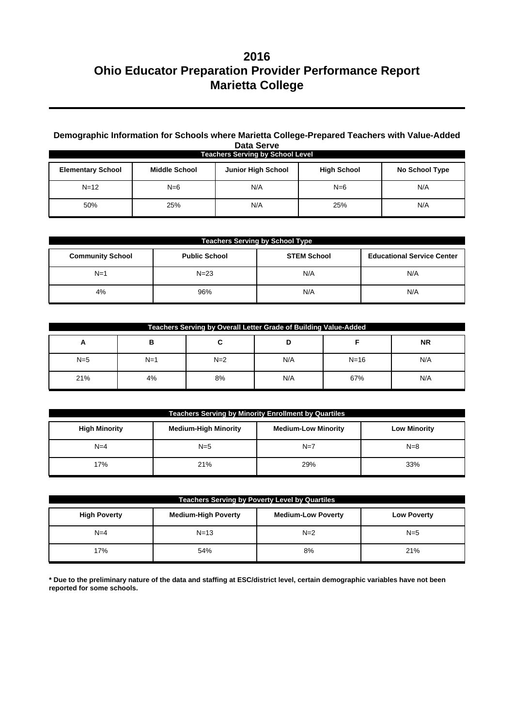# 2016
# Ohio Educator Preparation Provider Performance Report
# Marietta College

## Demographic Information for Schools where Marietta College-Prepared Teachers with Value-Added Data Serve

**Teachers Serving by School Level**

| Elementary School | Middle School | Junior High School | High School | No School Type |
|---|---|---|---|---|
| N=12 | N=6 | N/A | N=6 | N/A |
| 50% | 25% | N/A | 25% | N/A |

**Teachers Serving by School Type**

| Community School | Public School | STEM School | Educational Service Center |
|---|---|---|---|
| N=1 | N=23 | N/A | N/A |
| 4% | 96% | N/A | N/A |

**Teachers Serving by Overall Letter Grade of Building Value-Added**

| A | B | C | D | F | NR |
|---|---|---|---|---|---|
| N=5 | N=1 | N=2 | N/A | N=16 | N/A |
| 21% | 4% | 8% | N/A | 67% | N/A |

**Teachers Serving by Minority Enrollment by Quartiles**

| High Minority | Medium-High Minority | Medium-Low Minority | Low Minority |
|---|---|---|---|
| N=4 | N=5 | N=7 | N=8 |
| 17% | 21% | 29% | 33% |

**Teachers Serving by Poverty Level by Quartiles**

| High Poverty | Medium-High Poverty | Medium-Low Poverty | Low Poverty |
|---|---|---|---|
| N=4 | N=13 | N=2 | N=5 |
| 17% | 54% | 8% | 21% |

**\* Due to the preliminary nature of the data and staffing at ESC/district level, certain demographic variables have not been reported for some schools.**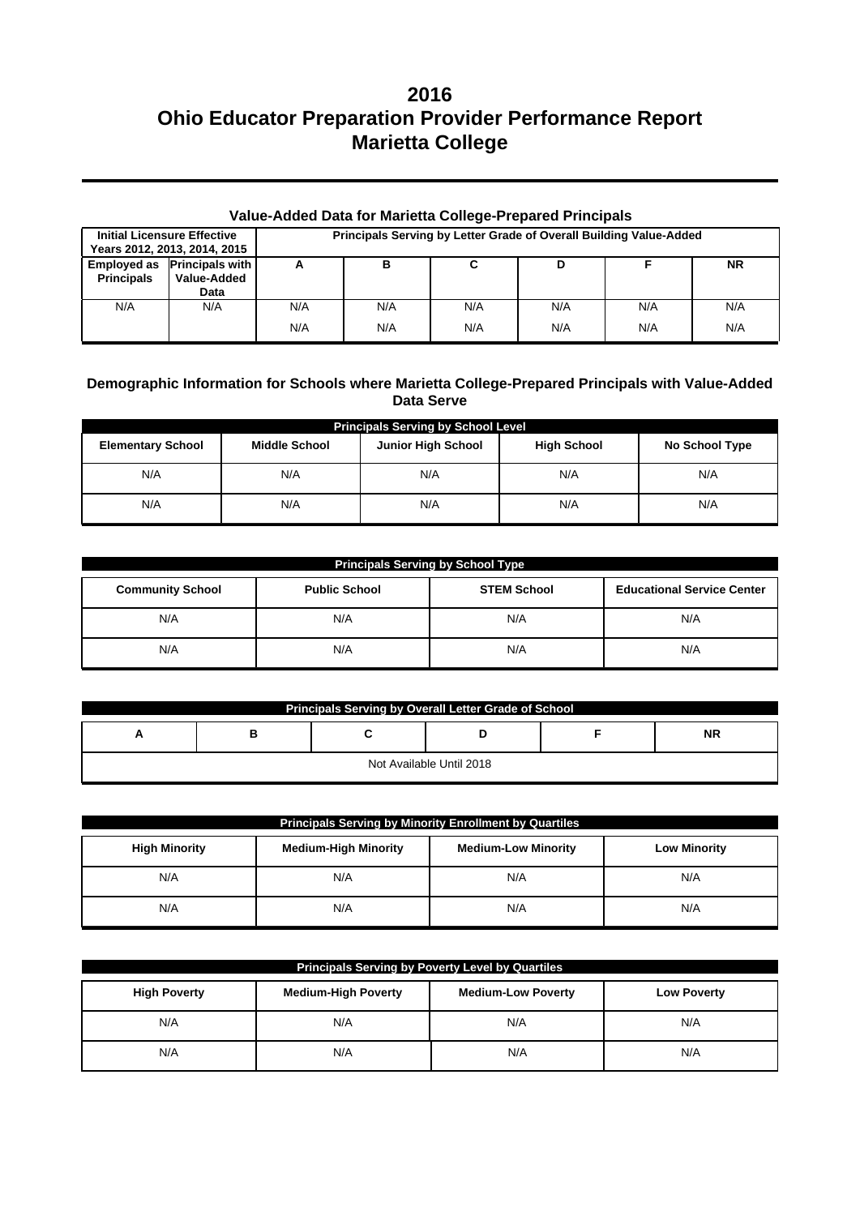# 2016
# Ohio Educator Preparation Provider Performance Report
# Marietta College

## Value-Added Data for Marietta College-Prepared Principals

| Initial Licensure Effective Years 2012, 2013, 2014, 2015 | | Principals Serving by Letter Grade of Overall Building Value-Added | | | | | |
|---|---|---|---|---|---|---|---|
| Employed as Principals | Principals with Value-Added Data | A | B | C | D | F | NR |
| N/A | N/A | N/A | N/A | N/A | N/A | N/A | N/A |
| | | N/A | N/A | N/A | N/A | N/A | N/A |

## Demographic Information for Schools where Marietta College-Prepared Principals with Value-Added Data Serve

| Principals Serving by School Level | | | | |
|---|---|---|---|---|
| Elementary School | Middle School | Junior High School | High School | No School Type |
| N/A | N/A | N/A | N/A | N/A |
| N/A | N/A | N/A | N/A | N/A |

| Principals Serving by School Type | | | |
|---|---|---|---|
| Community School | Public School | STEM School | Educational Service Center |
| N/A | N/A | N/A | N/A |
| N/A | N/A | N/A | N/A |

| Principals Serving by Overall Letter Grade of School | | | | | |
|---|---|---|---|---|---|
| A | B | C | D | F | NR |
| Not Available Until 2018 | | | | | |

| Principals Serving by Minority Enrollment by Quartiles | | | |
|---|---|---|---|
| High Minority | Medium-High Minority | Medium-Low Minority | Low Minority |
| N/A | N/A | N/A | N/A |
| N/A | N/A | N/A | N/A |

| Principals Serving by Poverty Level by Quartiles | | | |
|---|---|---|---|
| High Poverty | Medium-High Poverty | Medium-Low Poverty | Low Poverty |
| N/A | N/A | N/A | N/A |
| N/A | N/A | N/A | N/A |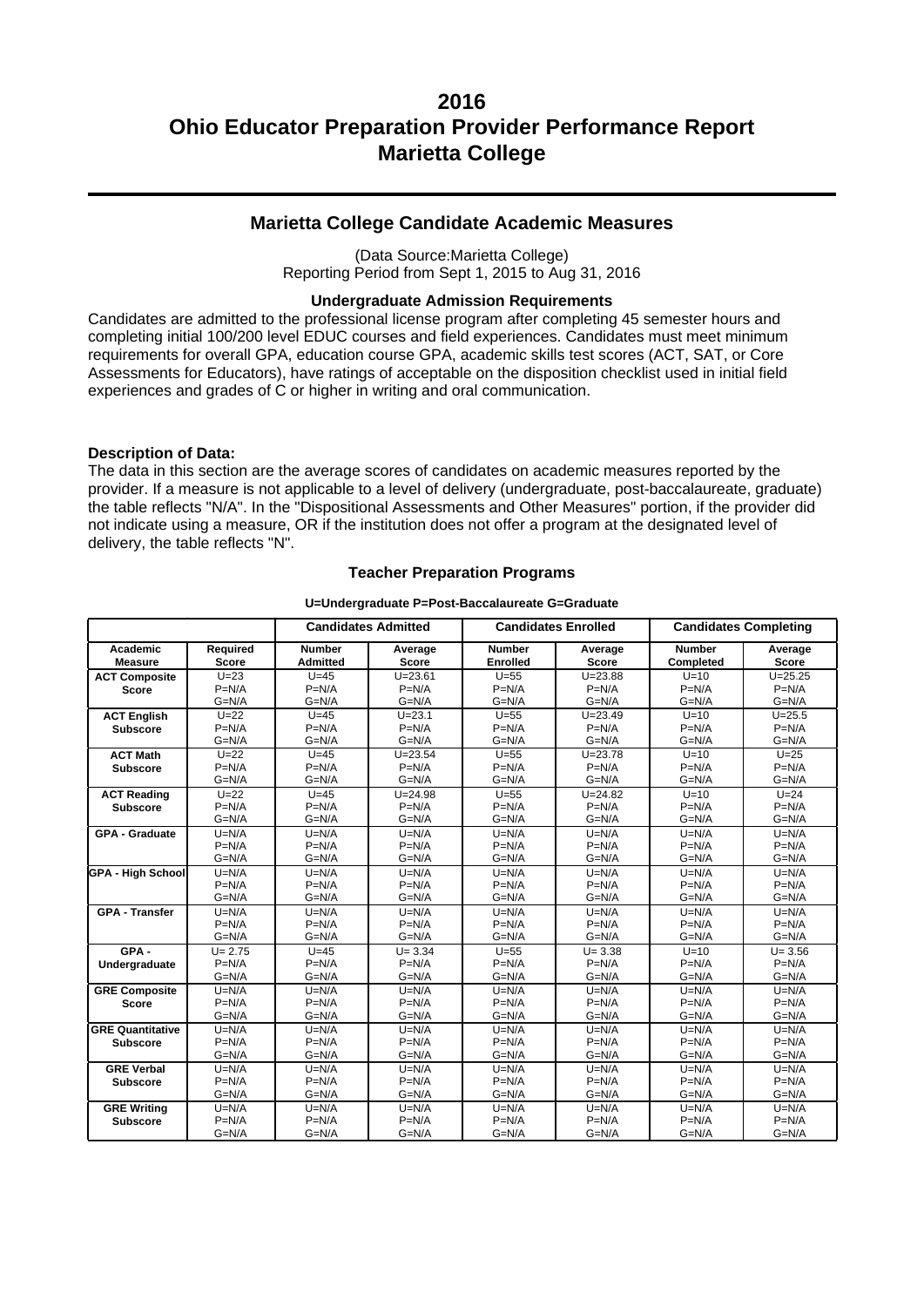# 2016
# Ohio Educator Preparation Provider Performance Report
# Marietta College

## Marietta College Candidate Academic Measures

(Data Source:Marietta College)
Reporting Period from Sept 1, 2015 to Aug 31, 2016

### Undergraduate Admission Requirements

Candidates are admitted to the professional license program after completing 45 semester hours and completing initial 100/200 level EDUC courses and field experiences. Candidates must meet minimum requirements for overall GPA, education course GPA, academic skills test scores (ACT, SAT, or Core Assessments for Educators), have ratings of acceptable on the disposition checklist used in initial field experiences and grades of C or higher in writing and oral communication.

**Description of Data:**

The data in this section are the average scores of candidates on academic measures reported by the provider. If a measure is not applicable to a level of delivery (undergraduate, post-baccalaureate, graduate) the table reflects "N/A". In the "Dispositional Assessments and Other Measures" portion, if the provider did not indicate using a measure, OR if the institution does not offer a program at the designated level of delivery, the table reflects "N".

### Teacher Preparation Programs

**U=Undergraduate P=Post-Baccalaureate G=Graduate**

| | | Candidates Admitted | | Candidates Enrolled | | Candidates Completing | |
|---|---|---|---|---|---|---|---|
| **Academic Measure** | **Required Score** | **Number Admitted** | **Average Score** | **Number Enrolled** | **Average Score** | **Number Completed** | **Average Score** |
| **ACT Composite Score** | U=23<br>P=N/A<br>G=N/A | U=45<br>P=N/A<br>G=N/A | U=23.61<br>P=N/A<br>G=N/A | U=55<br>P=N/A<br>G=N/A | U=23.88<br>P=N/A<br>G=N/A | U=10<br>P=N/A<br>G=N/A | U=25.25<br>P=N/A<br>G=N/A |
| **ACT English Subscore** | U=22<br>P=N/A<br>G=N/A | U=45<br>P=N/A<br>G=N/A | U=23.1<br>P=N/A<br>G=N/A | U=55<br>P=N/A<br>G=N/A | U=23.49<br>P=N/A<br>G=N/A | U=10<br>P=N/A<br>G=N/A | U=25.5<br>P=N/A<br>G=N/A |
| **ACT Math Subscore** | U=22<br>P=N/A<br>G=N/A | U=45<br>P=N/A<br>G=N/A | U=23.54<br>P=N/A<br>G=N/A | U=55<br>P=N/A<br>G=N/A | U=23.78<br>P=N/A<br>G=N/A | U=10<br>P=N/A<br>G=N/A | U=25<br>P=N/A<br>G=N/A |
| **ACT Reading Subscore** | U=22<br>P=N/A<br>G=N/A | U=45<br>P=N/A<br>G=N/A | U=24.98<br>P=N/A<br>G=N/A | U=55<br>P=N/A<br>G=N/A | U=24.82<br>P=N/A<br>G=N/A | U=10<br>P=N/A<br>G=N/A | U=24<br>P=N/A<br>G=N/A |
| **GPA - Graduate** | U=N/A<br>P=N/A<br>G=N/A | U=N/A<br>P=N/A<br>G=N/A | U=N/A<br>P=N/A<br>G=N/A | U=N/A<br>P=N/A<br>G=N/A | U=N/A<br>P=N/A<br>G=N/A | U=N/A<br>P=N/A<br>G=N/A | U=N/A<br>P=N/A<br>G=N/A |
| **GPA - High School** | U=N/A<br>P=N/A<br>G=N/A | U=N/A<br>P=N/A<br>G=N/A | U=N/A<br>P=N/A<br>G=N/A | U=N/A<br>P=N/A<br>G=N/A | U=N/A<br>P=N/A<br>G=N/A | U=N/A<br>P=N/A<br>G=N/A | U=N/A<br>P=N/A<br>G=N/A |
| **GPA - Transfer** | U=N/A<br>P=N/A<br>G=N/A | U=N/A<br>P=N/A<br>G=N/A | U=N/A<br>P=N/A<br>G=N/A | U=N/A<br>P=N/A<br>G=N/A | U=N/A<br>P=N/A<br>G=N/A | U=N/A<br>P=N/A<br>G=N/A | U=N/A<br>P=N/A<br>G=N/A |
| **GPA - Undergraduate** | U= 2.75<br>P=N/A<br>G=N/A | U=45<br>P=N/A<br>G=N/A | U= 3.34<br>P=N/A<br>G=N/A | U=55<br>P=N/A<br>G=N/A | U= 3.38<br>P=N/A<br>G=N/A | U=10<br>P=N/A<br>G=N/A | U= 3.56<br>P=N/A<br>G=N/A |
| **GRE Composite Score** | U=N/A<br>P=N/A<br>G=N/A | U=N/A<br>P=N/A<br>G=N/A | U=N/A<br>P=N/A<br>G=N/A | U=N/A<br>P=N/A<br>G=N/A | U=N/A<br>P=N/A<br>G=N/A | U=N/A<br>P=N/A<br>G=N/A | U=N/A<br>P=N/A<br>G=N/A |
| **GRE Quantitative Subscore** | U=N/A<br>P=N/A<br>G=N/A | U=N/A<br>P=N/A<br>G=N/A | U=N/A<br>P=N/A<br>G=N/A | U=N/A<br>P=N/A<br>G=N/A | U=N/A<br>P=N/A<br>G=N/A | U=N/A<br>P=N/A<br>G=N/A | U=N/A<br>P=N/A<br>G=N/A |
| **GRE Verbal Subscore** | U=N/A<br>P=N/A<br>G=N/A | U=N/A<br>P=N/A<br>G=N/A | U=N/A<br>P=N/A<br>G=N/A | U=N/A<br>P=N/A<br>G=N/A | U=N/A<br>P=N/A<br>G=N/A | U=N/A<br>P=N/A<br>G=N/A | U=N/A<br>P=N/A<br>G=N/A |
| **GRE Writing Subscore** | U=N/A<br>P=N/A<br>G=N/A | U=N/A<br>P=N/A<br>G=N/A | U=N/A<br>P=N/A<br>G=N/A | U=N/A<br>P=N/A<br>G=N/A | U=N/A<br>P=N/A<br>G=N/A | U=N/A<br>P=N/A<br>G=N/A | U=N/A<br>P=N/A<br>G=N/A |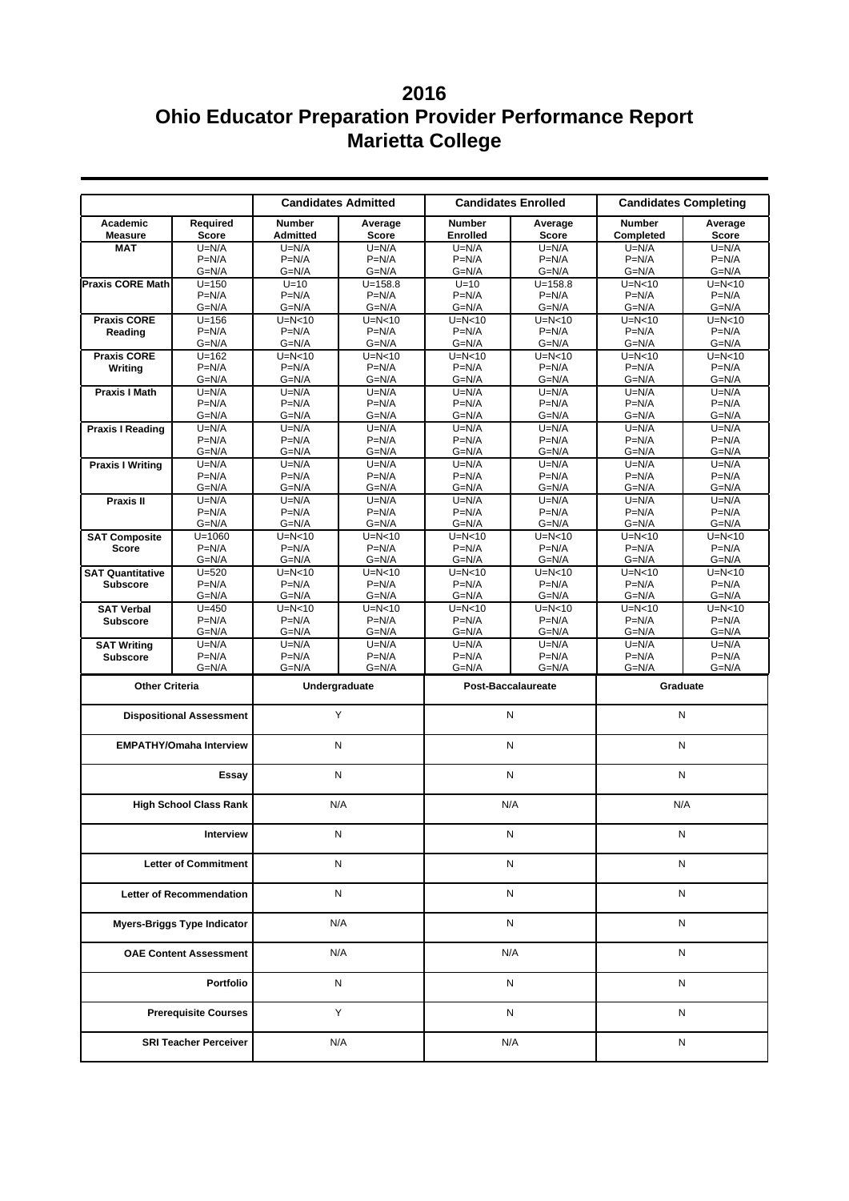# 2016
# Ohio Educator Preparation Provider Performance Report
# Marietta College

| | | Candidates Admitted | | Candidates Enrolled | | Candidates Completing | |
|---|---|---|---|---|---|---|---|
| **Academic Measure** | **Required Score** | **Number Admitted** | **Average Score** | **Number Enrolled** | **Average Score** | **Number Completed** | **Average Score** |
| **MAT** | U=N/A<br>P=N/A<br>G=N/A | U=N/A<br>P=N/A<br>G=N/A | U=N/A<br>P=N/A<br>G=N/A | U=N/A<br>P=N/A<br>G=N/A | U=N/A<br>P=N/A<br>G=N/A | U=N/A<br>P=N/A<br>G=N/A | U=N/A<br>P=N/A<br>G=N/A |
| **Praxis CORE Math** | U=150<br>P=N/A<br>G=N/A | U=10<br>P=N/A<br>G=N/A | U=158.8<br>P=N/A<br>G=N/A | U=10<br>P=N/A<br>G=N/A | U=158.8<br>P=N/A<br>G=N/A | U=N<10<br>P=N/A<br>G=N/A | U=N<10<br>P=N/A<br>G=N/A |
| **Praxis CORE Reading** | U=156<br>P=N/A<br>G=N/A | U=N<10<br>P=N/A<br>G=N/A | U=N<10<br>P=N/A<br>G=N/A | U=N<10<br>P=N/A<br>G=N/A | U=N<10<br>P=N/A<br>G=N/A | U=N<10<br>P=N/A<br>G=N/A | U=N<10<br>P=N/A<br>G=N/A |
| **Praxis CORE Writing** | U=162<br>P=N/A<br>G=N/A | U=N<10<br>P=N/A<br>G=N/A | U=N<10<br>P=N/A<br>G=N/A | U=N<10<br>P=N/A<br>G=N/A | U=N<10<br>P=N/A<br>G=N/A | U=N<10<br>P=N/A<br>G=N/A | U=N<10<br>P=N/A<br>G=N/A |
| **Praxis I Math** | U=N/A<br>P=N/A<br>G=N/A | U=N/A<br>P=N/A<br>G=N/A | U=N/A<br>P=N/A<br>G=N/A | U=N/A<br>P=N/A<br>G=N/A | U=N/A<br>P=N/A<br>G=N/A | U=N/A<br>P=N/A<br>G=N/A | U=N/A<br>P=N/A<br>G=N/A |
| **Praxis I Reading** | U=N/A<br>P=N/A<br>G=N/A | U=N/A<br>P=N/A<br>G=N/A | U=N/A<br>P=N/A<br>G=N/A | U=N/A<br>P=N/A<br>G=N/A | U=N/A<br>P=N/A<br>G=N/A | U=N/A<br>P=N/A<br>G=N/A | U=N/A<br>P=N/A<br>G=N/A |
| **Praxis I Writing** | U=N/A<br>P=N/A<br>G=N/A | U=N/A<br>P=N/A<br>G=N/A | U=N/A<br>P=N/A<br>G=N/A | U=N/A<br>P=N/A<br>G=N/A | U=N/A<br>P=N/A<br>G=N/A | U=N/A<br>P=N/A<br>G=N/A | U=N/A<br>P=N/A<br>G=N/A |
| **Praxis II** | U=N/A<br>P=N/A<br>G=N/A | U=N/A<br>P=N/A<br>G=N/A | U=N/A<br>P=N/A<br>G=N/A | U=N/A<br>P=N/A<br>G=N/A | U=N/A<br>P=N/A<br>G=N/A | U=N/A<br>P=N/A<br>G=N/A | U=N/A<br>P=N/A<br>G=N/A |
| **SAT Composite Score** | U=1060<br>P=N/A<br>G=N/A | U=N<10<br>P=N/A<br>G=N/A | U=N<10<br>P=N/A<br>G=N/A | U=N<10<br>P=N/A<br>G=N/A | U=N<10<br>P=N/A<br>G=N/A | U=N<10<br>P=N/A<br>G=N/A | U=N<10<br>P=N/A<br>G=N/A |
| **SAT Quantitative Subscore** | U=520<br>P=N/A<br>G=N/A | U=N<10<br>P=N/A<br>G=N/A | U=N<10<br>P=N/A<br>G=N/A | U=N<10<br>P=N/A<br>G=N/A | U=N<10<br>P=N/A<br>G=N/A | U=N<10<br>P=N/A<br>G=N/A | U=N<10<br>P=N/A<br>G=N/A |
| **SAT Verbal Subscore** | U=450<br>P=N/A<br>G=N/A | U=N<10<br>P=N/A<br>G=N/A | U=N<10<br>P=N/A<br>G=N/A | U=N<10<br>P=N/A<br>G=N/A | U=N<10<br>P=N/A<br>G=N/A | U=N<10<br>P=N/A<br>G=N/A | U=N<10<br>P=N/A<br>G=N/A |
| **SAT Writing Subscore** | U=N/A<br>P=N/A<br>G=N/A | U=N/A<br>P=N/A<br>G=N/A | U=N/A<br>P=N/A<br>G=N/A | U=N/A<br>P=N/A<br>G=N/A | U=N/A<br>P=N/A<br>G=N/A | U=N/A<br>P=N/A<br>G=N/A | U=N/A<br>P=N/A<br>G=N/A |

| Other Criteria | Undergraduate | Post-Baccalaureate | Graduate |
|---|---|---|---|
| **Dispositional Assessment** | Y | N | N |
| **EMPATHY/Omaha Interview** | N | N | N |
| **Essay** | N | N | N |
| **High School Class Rank** | N/A | N/A | N/A |
| **Interview** | N | N | N |
| **Letter of Commitment** | N | N | N |
| **Letter of Recommendation** | N | N | N |
| **Myers-Briggs Type Indicator** | N/A | N | N |
| **OAE Content Assessment** | N/A | N/A | N |
| **Portfolio** | N | N | N |
| **Prerequisite Courses** | Y | N | N |
| **SRI Teacher Perceiver** | N/A | N/A | N |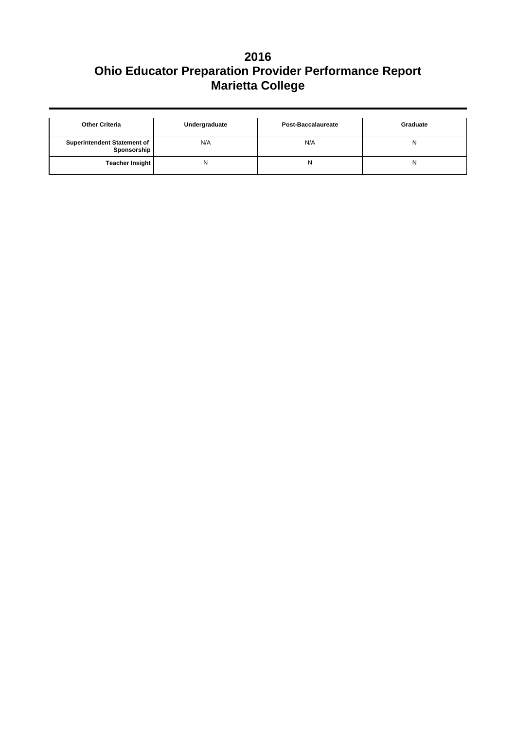# 2016
# Ohio Educator Preparation Provider Performance Report
# Marietta College

| Other Criteria | Undergraduate | Post-Baccalaureate | Graduate |
|---|---|---|---|
| Superintendent Statement of Sponsorship | N/A | N/A | N |
| Teacher Insight | N | N | N |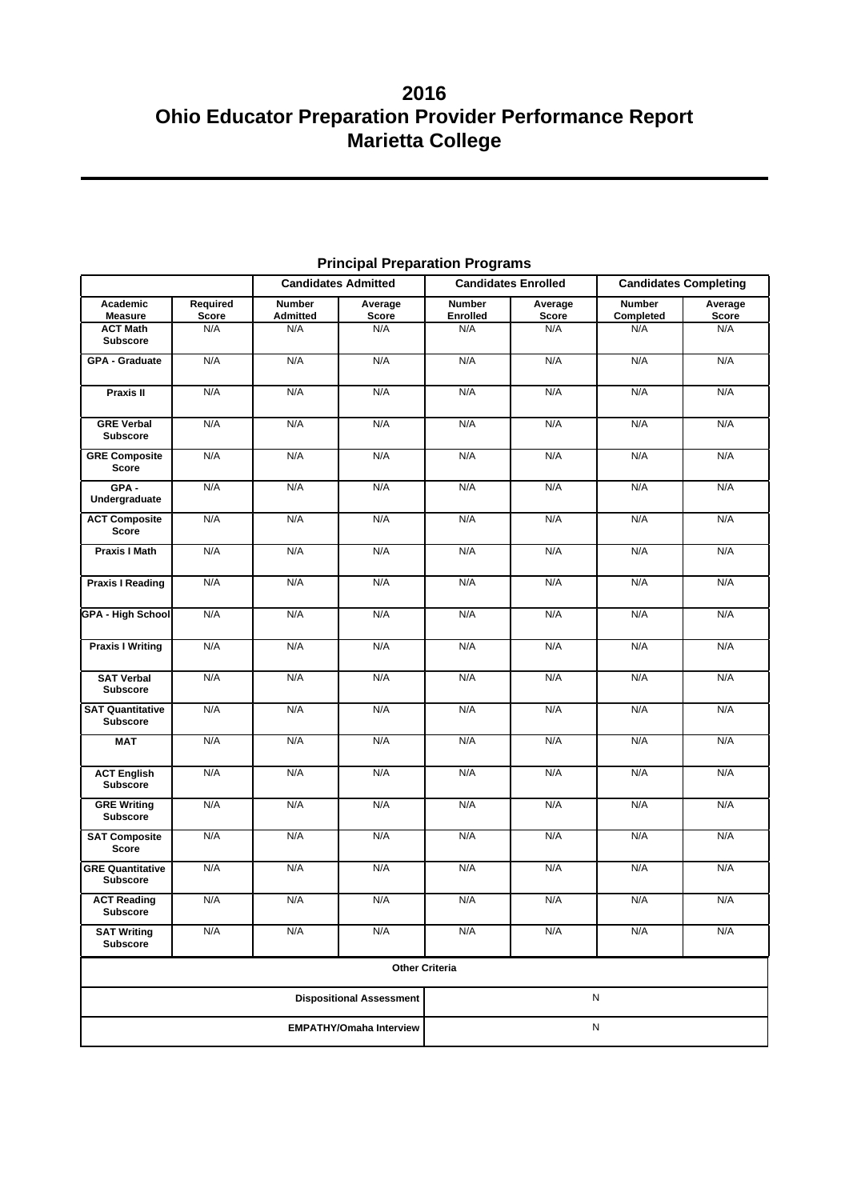# 2016
# Ohio Educator Preparation Provider Performance Report
# Marietta College

## Principal Preparation Programs

| | | Candidates Admitted | | Candidates Enrolled | | Candidates Completing | |
|---|---|---|---|---|---|---|---|
| **Academic Measure** | **Required Score** | **Number Admitted** | **Average Score** | **Number Enrolled** | **Average Score** | **Number Completed** | **Average Score** |
| **ACT Math Subscore** | N/A | N/A | N/A | N/A | N/A | N/A | N/A |
| **GPA - Graduate** | N/A | N/A | N/A | N/A | N/A | N/A | N/A |
| **Praxis II** | N/A | N/A | N/A | N/A | N/A | N/A | N/A |
| **GRE Verbal Subscore** | N/A | N/A | N/A | N/A | N/A | N/A | N/A |
| **GRE Composite Score** | N/A | N/A | N/A | N/A | N/A | N/A | N/A |
| **GPA - Undergraduate** | N/A | N/A | N/A | N/A | N/A | N/A | N/A |
| **ACT Composite Score** | N/A | N/A | N/A | N/A | N/A | N/A | N/A |
| **Praxis I Math** | N/A | N/A | N/A | N/A | N/A | N/A | N/A |
| **Praxis I Reading** | N/A | N/A | N/A | N/A | N/A | N/A | N/A |
| **GPA - High School** | N/A | N/A | N/A | N/A | N/A | N/A | N/A |
| **Praxis I Writing** | N/A | N/A | N/A | N/A | N/A | N/A | N/A |
| **SAT Verbal Subscore** | N/A | N/A | N/A | N/A | N/A | N/A | N/A |
| **SAT Quantitative Subscore** | N/A | N/A | N/A | N/A | N/A | N/A | N/A |
| **MAT** | N/A | N/A | N/A | N/A | N/A | N/A | N/A |
| **ACT English Subscore** | N/A | N/A | N/A | N/A | N/A | N/A | N/A |
| **GRE Writing Subscore** | N/A | N/A | N/A | N/A | N/A | N/A | N/A |
| **SAT Composite Score** | N/A | N/A | N/A | N/A | N/A | N/A | N/A |
| **GRE Quantitative Subscore** | N/A | N/A | N/A | N/A | N/A | N/A | N/A |
| **ACT Reading Subscore** | N/A | N/A | N/A | N/A | N/A | N/A | N/A |
| **SAT Writing Subscore** | N/A | N/A | N/A | N/A | N/A | N/A | N/A |

| Other Criteria | |
|---|---|
| **Dispositional Assessment** | N |
| **EMPATHY/Omaha Interview** | N |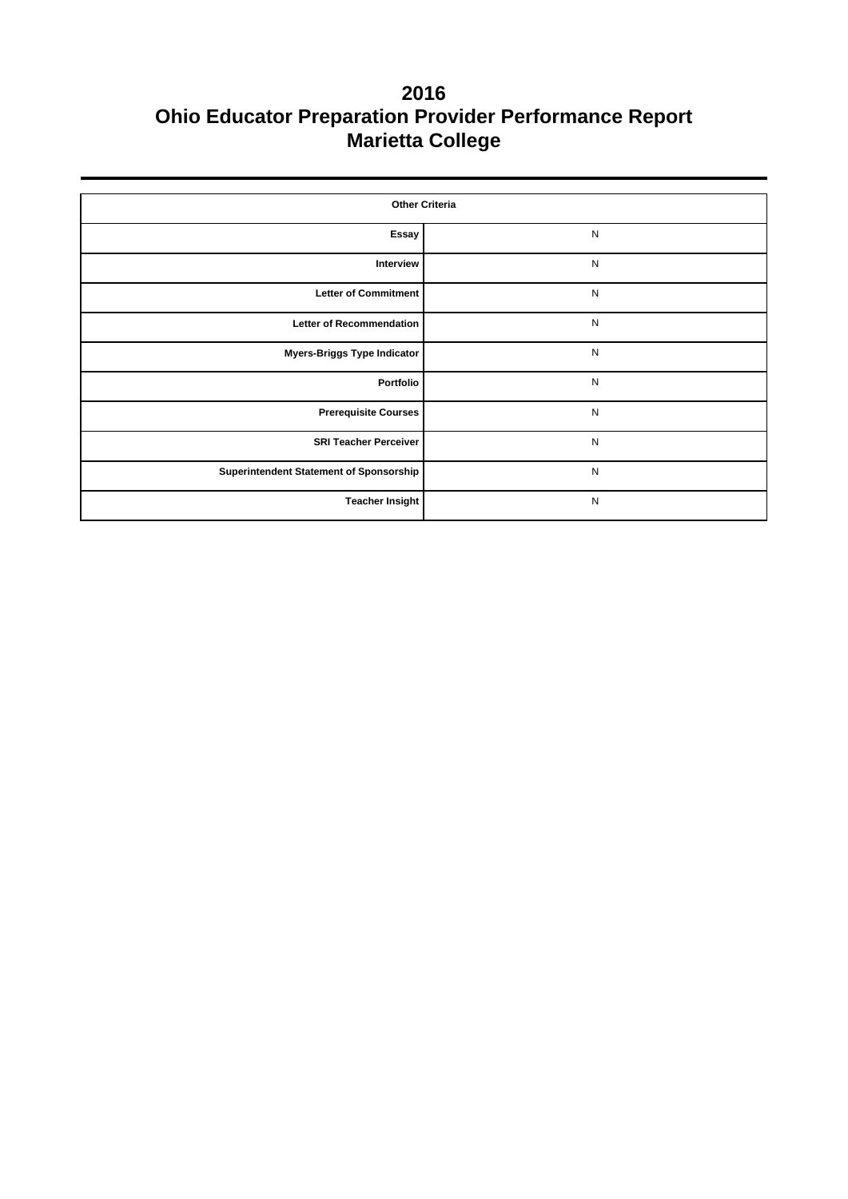# 2016
# Ohio Educator Preparation Provider Performance Report
# Marietta College

| Other Criteria | |
|---|---|
| Essay | N |
| Interview | N |
| Letter of Commitment | N |
| Letter of Recommendation | N |
| Myers-Briggs Type Indicator | N |
| Portfolio | N |
| Prerequisite Courses | N |
| SRI Teacher Perceiver | N |
| Superintendent Statement of Sponsorship | N |
| Teacher Insight | N |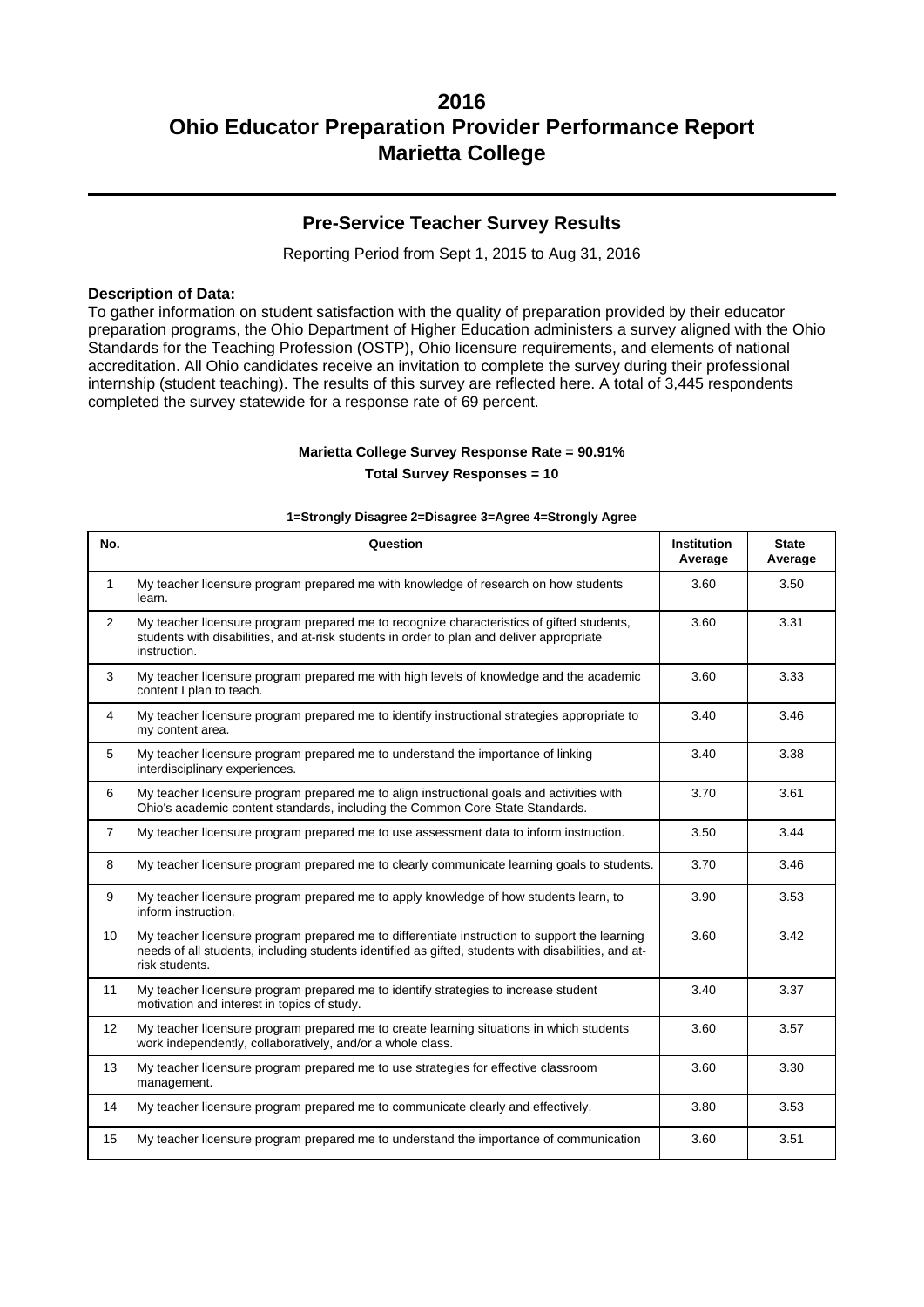# 2016
# Ohio Educator Preparation Provider Performance Report
# Marietta College

## Pre-Service Teacher Survey Results

Reporting Period from Sept 1, 2015 to Aug 31, 2016

**Description of Data:**
To gather information on student satisfaction with the quality of preparation provided by their educator preparation programs, the Ohio Department of Higher Education administers a survey aligned with the Ohio Standards for the Teaching Profession (OSTP), Ohio licensure requirements, and elements of national accreditation. All Ohio candidates receive an invitation to complete the survey during their professional internship (student teaching). The results of this survey are reflected here. A total of 3,445 respondents completed the survey statewide for a response rate of 69 percent.

**Marietta College Survey Response Rate = 90.91%**

**Total Survey Responses = 10**

**1=Strongly Disagree 2=Disagree 3=Agree 4=Strongly Agree**

| No. | Question | Institution Average | State Average |
|---|---|---|---|
| 1 | My teacher licensure program prepared me with knowledge of research on how students learn. | 3.60 | 3.50 |
| 2 | My teacher licensure program prepared me to recognize characteristics of gifted students, students with disabilities, and at-risk students in order to plan and deliver appropriate instruction. | 3.60 | 3.31 |
| 3 | My teacher licensure program prepared me with high levels of knowledge and the academic content I plan to teach. | 3.60 | 3.33 |
| 4 | My teacher licensure program prepared me to identify instructional strategies appropriate to my content area. | 3.40 | 3.46 |
| 5 | My teacher licensure program prepared me to understand the importance of linking interdisciplinary experiences. | 3.40 | 3.38 |
| 6 | My teacher licensure program prepared me to align instructional goals and activities with Ohio's academic content standards, including the Common Core State Standards. | 3.70 | 3.61 |
| 7 | My teacher licensure program prepared me to use assessment data to inform instruction. | 3.50 | 3.44 |
| 8 | My teacher licensure program prepared me to clearly communicate learning goals to students. | 3.70 | 3.46 |
| 9 | My teacher licensure program prepared me to apply knowledge of how students learn, to inform instruction. | 3.90 | 3.53 |
| 10 | My teacher licensure program prepared me to differentiate instruction to support the learning needs of all students, including students identified as gifted, students with disabilities, and at-risk students. | 3.60 | 3.42 |
| 11 | My teacher licensure program prepared me to identify strategies to increase student motivation and interest in topics of study. | 3.40 | 3.37 |
| 12 | My teacher licensure program prepared me to create learning situations in which students work independently, collaboratively, and/or a whole class. | 3.60 | 3.57 |
| 13 | My teacher licensure program prepared me to use strategies for effective classroom management. | 3.60 | 3.30 |
| 14 | My teacher licensure program prepared me to communicate clearly and effectively. | 3.80 | 3.53 |
| 15 | My teacher licensure program prepared me to understand the importance of communication | 3.60 | 3.51 |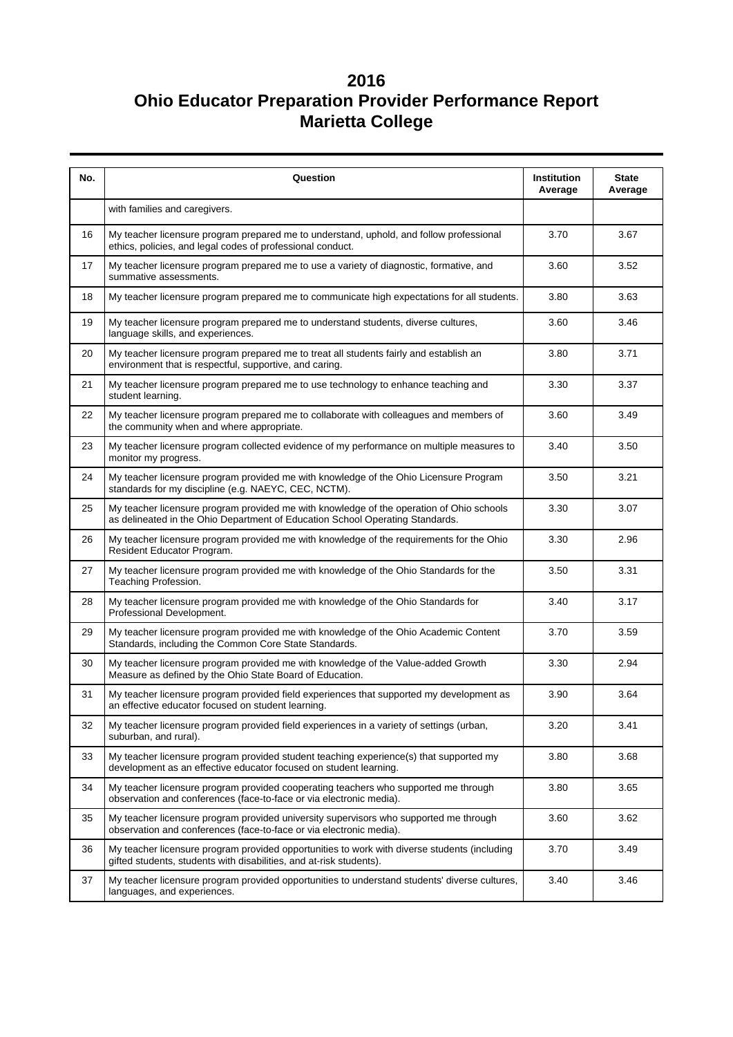# 2016
# Ohio Educator Preparation Provider Performance Report
# Marietta College

| No. | Question | Institution Average | State Average |
|---|---|---|---|
| | with families and caregivers. | | |
| 16 | My teacher licensure program prepared me to understand, uphold, and follow professional ethics, policies, and legal codes of professional conduct. | 3.70 | 3.67 |
| 17 | My teacher licensure program prepared me to use a variety of diagnostic, formative, and summative assessments. | 3.60 | 3.52 |
| 18 | My teacher licensure program prepared me to communicate high expectations for all students. | 3.80 | 3.63 |
| 19 | My teacher licensure program prepared me to understand students, diverse cultures, language skills, and experiences. | 3.60 | 3.46 |
| 20 | My teacher licensure program prepared me to treat all students fairly and establish an environment that is respectful, supportive, and caring. | 3.80 | 3.71 |
| 21 | My teacher licensure program prepared me to use technology to enhance teaching and student learning. | 3.30 | 3.37 |
| 22 | My teacher licensure program prepared me to collaborate with colleagues and members of the community when and where appropriate. | 3.60 | 3.49 |
| 23 | My teacher licensure program collected evidence of my performance on multiple measures to monitor my progress. | 3.40 | 3.50 |
| 24 | My teacher licensure program provided me with knowledge of the Ohio Licensure Program standards for my discipline (e.g. NAEYC, CEC, NCTM). | 3.50 | 3.21 |
| 25 | My teacher licensure program provided me with knowledge of the operation of Ohio schools as delineated in the Ohio Department of Education School Operating Standards. | 3.30 | 3.07 |
| 26 | My teacher licensure program provided me with knowledge of the requirements for the Ohio Resident Educator Program. | 3.30 | 2.96 |
| 27 | My teacher licensure program provided me with knowledge of the Ohio Standards for the Teaching Profession. | 3.50 | 3.31 |
| 28 | My teacher licensure program provided me with knowledge of the Ohio Standards for Professional Development. | 3.40 | 3.17 |
| 29 | My teacher licensure program provided me with knowledge of the Ohio Academic Content Standards, including the Common Core State Standards. | 3.70 | 3.59 |
| 30 | My teacher licensure program provided me with knowledge of the Value-added Growth Measure as defined by the Ohio State Board of Education. | 3.30 | 2.94 |
| 31 | My teacher licensure program provided field experiences that supported my development as an effective educator focused on student learning. | 3.90 | 3.64 |
| 32 | My teacher licensure program provided field experiences in a variety of settings (urban, suburban, and rural). | 3.20 | 3.41 |
| 33 | My teacher licensure program provided student teaching experience(s) that supported my development as an effective educator focused on student learning. | 3.80 | 3.68 |
| 34 | My teacher licensure program provided cooperating teachers who supported me through observation and conferences (face-to-face or via electronic media). | 3.80 | 3.65 |
| 35 | My teacher licensure program provided university supervisors who supported me through observation and conferences (face-to-face or via electronic media). | 3.60 | 3.62 |
| 36 | My teacher licensure program provided opportunities to work with diverse students (including gifted students, students with disabilities, and at-risk students). | 3.70 | 3.49 |
| 37 | My teacher licensure program provided opportunities to understand students' diverse cultures, languages, and experiences. | 3.40 | 3.46 |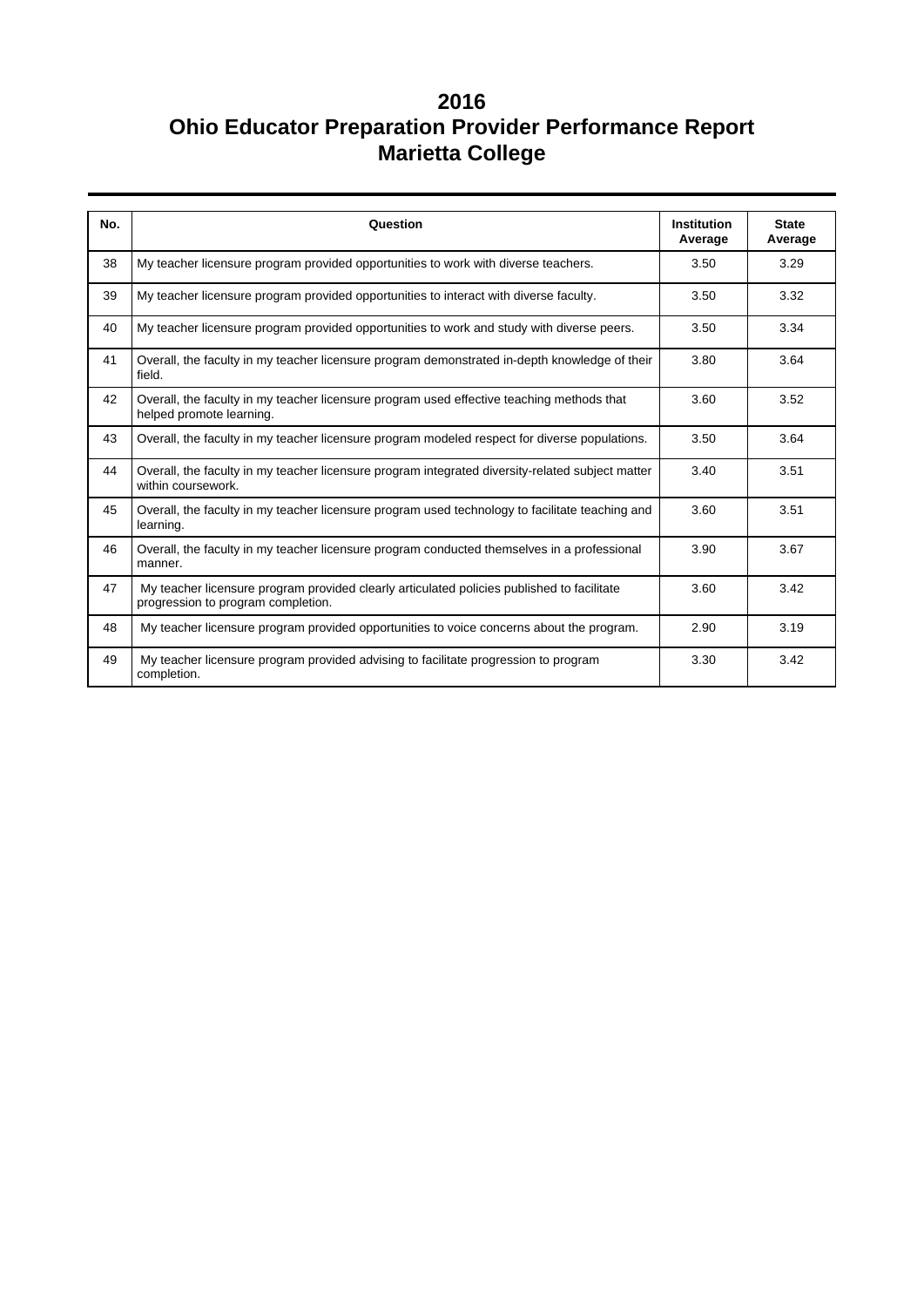# 2016
# Ohio Educator Preparation Provider Performance Report
# Marietta College

| No. | Question | Institution Average | State Average |
|---|---|---|---|
| 38 | My teacher licensure program provided opportunities to work with diverse teachers. | 3.50 | 3.29 |
| 39 | My teacher licensure program provided opportunities to interact with diverse faculty. | 3.50 | 3.32 |
| 40 | My teacher licensure program provided opportunities to work and study with diverse peers. | 3.50 | 3.34 |
| 41 | Overall, the faculty in my teacher licensure program demonstrated in-depth knowledge of their field. | 3.80 | 3.64 |
| 42 | Overall, the faculty in my teacher licensure program used effective teaching methods that helped promote learning. | 3.60 | 3.52 |
| 43 | Overall, the faculty in my teacher licensure program modeled respect for diverse populations. | 3.50 | 3.64 |
| 44 | Overall, the faculty in my teacher licensure program integrated diversity-related subject matter within coursework. | 3.40 | 3.51 |
| 45 | Overall, the faculty in my teacher licensure program used technology to facilitate teaching and learning. | 3.60 | 3.51 |
| 46 | Overall, the faculty in my teacher licensure program conducted themselves in a professional manner. | 3.90 | 3.67 |
| 47 | My teacher licensure program provided clearly articulated policies published to facilitate progression to program completion. | 3.60 | 3.42 |
| 48 | My teacher licensure program provided opportunities to voice concerns about the program. | 2.90 | 3.19 |
| 49 | My teacher licensure program provided advising to facilitate progression to program completion. | 3.30 | 3.42 |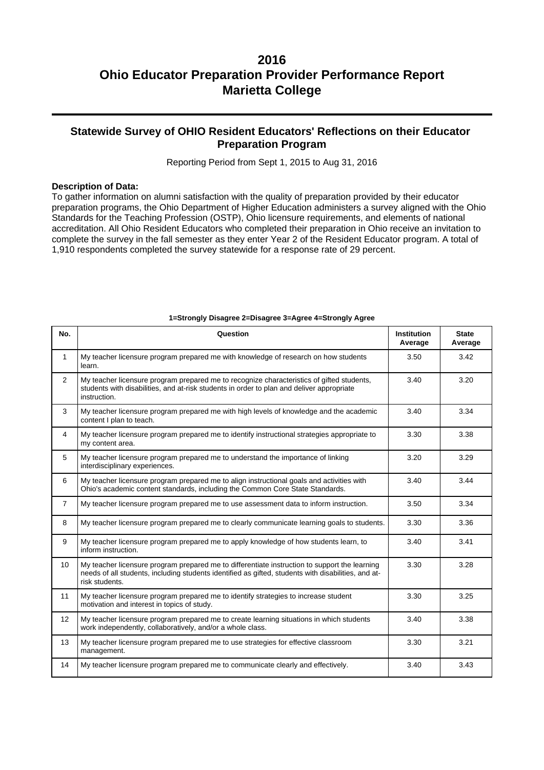# 2016
# Ohio Educator Preparation Provider Performance Report
# Marietta College

## Statewide Survey of OHIO Resident Educators' Reflections on their Educator Preparation Program

Reporting Period from Sept 1, 2015 to Aug 31, 2016

**Description of Data:**
To gather information on alumni satisfaction with the quality of preparation provided by their educator preparation programs, the Ohio Department of Higher Education administers a survey aligned with the Ohio Standards for the Teaching Profession (OSTP), Ohio licensure requirements, and elements of national accreditation. All Ohio Resident Educators who completed their preparation in Ohio receive an invitation to complete the survey in the fall semester as they enter Year 2 of the Resident Educator program. A total of 1,910 respondents completed the survey statewide for a response rate of 29 percent.

**1=Strongly Disagree 2=Disagree 3=Agree 4=Strongly Agree**

| No. | Question | Institution Average | State Average |
|---|---|---|---|
| 1 | My teacher licensure program prepared me with knowledge of research on how students learn. | 3.50 | 3.42 |
| 2 | My teacher licensure program prepared me to recognize characteristics of gifted students, students with disabilities, and at-risk students in order to plan and deliver appropriate instruction. | 3.40 | 3.20 |
| 3 | My teacher licensure program prepared me with high levels of knowledge and the academic content I plan to teach. | 3.40 | 3.34 |
| 4 | My teacher licensure program prepared me to identify instructional strategies appropriate to my content area. | 3.30 | 3.38 |
| 5 | My teacher licensure program prepared me to understand the importance of linking interdisciplinary experiences. | 3.20 | 3.29 |
| 6 | My teacher licensure program prepared me to align instructional goals and activities with Ohio's academic content standards, including the Common Core State Standards. | 3.40 | 3.44 |
| 7 | My teacher licensure program prepared me to use assessment data to inform instruction. | 3.50 | 3.34 |
| 8 | My teacher licensure program prepared me to clearly communicate learning goals to students. | 3.30 | 3.36 |
| 9 | My teacher licensure program prepared me to apply knowledge of how students learn, to inform instruction. | 3.40 | 3.41 |
| 10 | My teacher licensure program prepared me to differentiate instruction to support the learning needs of all students, including students identified as gifted, students with disabilities, and at-risk students. | 3.30 | 3.28 |
| 11 | My teacher licensure program prepared me to identify strategies to increase student motivation and interest in topics of study. | 3.30 | 3.25 |
| 12 | My teacher licensure program prepared me to create learning situations in which students work independently, collaboratively, and/or a whole class. | 3.40 | 3.38 |
| 13 | My teacher licensure program prepared me to use strategies for effective classroom management. | 3.30 | 3.21 |
| 14 | My teacher licensure program prepared me to communicate clearly and effectively. | 3.40 | 3.43 |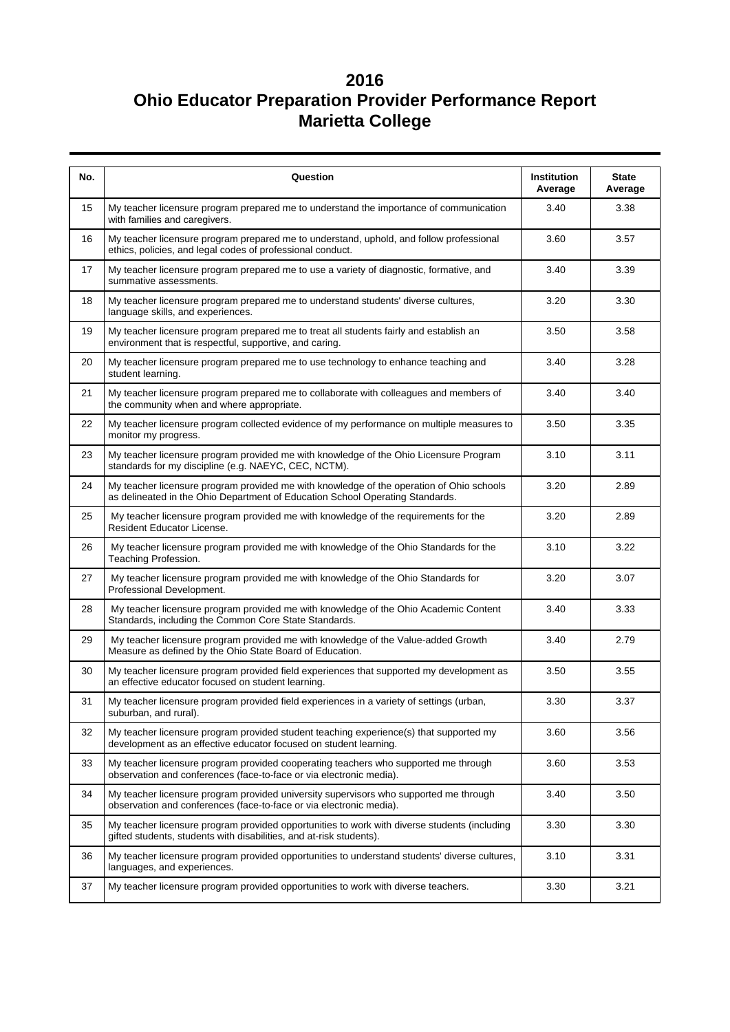# 2016
# Ohio Educator Preparation Provider Performance Report
# Marietta College

| No. | Question | Institution Average | State Average |
|---|---|---|---|
| 15 | My teacher licensure program prepared me to understand the importance of communication with families and caregivers. | 3.40 | 3.38 |
| 16 | My teacher licensure program prepared me to understand, uphold, and follow professional ethics, policies, and legal codes of professional conduct. | 3.60 | 3.57 |
| 17 | My teacher licensure program prepared me to use a variety of diagnostic, formative, and summative assessments. | 3.40 | 3.39 |
| 18 | My teacher licensure program prepared me to understand students' diverse cultures, language skills, and experiences. | 3.20 | 3.30 |
| 19 | My teacher licensure program prepared me to treat all students fairly and establish an environment that is respectful, supportive, and caring. | 3.50 | 3.58 |
| 20 | My teacher licensure program prepared me to use technology to enhance teaching and student learning. | 3.40 | 3.28 |
| 21 | My teacher licensure program prepared me to collaborate with colleagues and members of the community when and where appropriate. | 3.40 | 3.40 |
| 22 | My teacher licensure program collected evidence of my performance on multiple measures to monitor my progress. | 3.50 | 3.35 |
| 23 | My teacher licensure program provided me with knowledge of the Ohio Licensure Program standards for my discipline (e.g. NAEYC, CEC, NCTM). | 3.10 | 3.11 |
| 24 | My teacher licensure program provided me with knowledge of the operation of Ohio schools as delineated in the Ohio Department of Education School Operating Standards. | 3.20 | 2.89 |
| 25 | My teacher licensure program provided me with knowledge of the requirements for the Resident Educator License. | 3.20 | 2.89 |
| 26 | My teacher licensure program provided me with knowledge of the Ohio Standards for the Teaching Profession. | 3.10 | 3.22 |
| 27 | My teacher licensure program provided me with knowledge of the Ohio Standards for Professional Development. | 3.20 | 3.07 |
| 28 | My teacher licensure program provided me with knowledge of the Ohio Academic Content Standards, including the Common Core State Standards. | 3.40 | 3.33 |
| 29 | My teacher licensure program provided me with knowledge of the Value-added Growth Measure as defined by the Ohio State Board of Education. | 3.40 | 2.79 |
| 30 | My teacher licensure program provided field experiences that supported my development as an effective educator focused on student learning. | 3.50 | 3.55 |
| 31 | My teacher licensure program provided field experiences in a variety of settings (urban, suburban, and rural). | 3.30 | 3.37 |
| 32 | My teacher licensure program provided student teaching experience(s) that supported my development as an effective educator focused on student learning. | 3.60 | 3.56 |
| 33 | My teacher licensure program provided cooperating teachers who supported me through observation and conferences (face-to-face or via electronic media). | 3.60 | 3.53 |
| 34 | My teacher licensure program provided university supervisors who supported me through observation and conferences (face-to-face or via electronic media). | 3.40 | 3.50 |
| 35 | My teacher licensure program provided opportunities to work with diverse students (including gifted students, students with disabilities, and at-risk students). | 3.30 | 3.30 |
| 36 | My teacher licensure program provided opportunities to understand students' diverse cultures, languages, and experiences. | 3.10 | 3.31 |
| 37 | My teacher licensure program provided opportunities to work with diverse teachers. | 3.30 | 3.21 |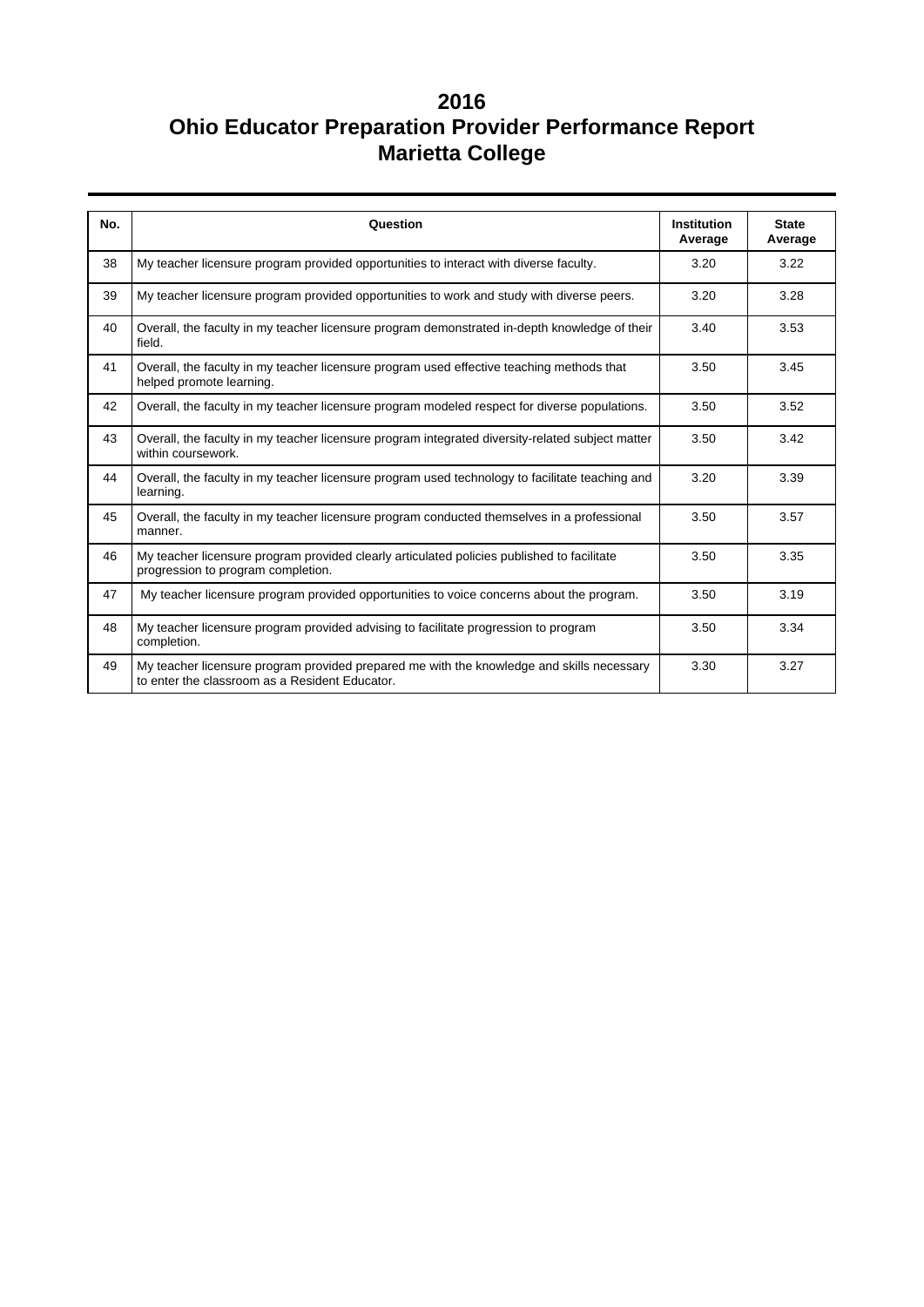# 2016
# Ohio Educator Preparation Provider Performance Report
# Marietta College

| No. | Question | Institution Average | State Average |
|---|---|---|---|
| 38 | My teacher licensure program provided opportunities to interact with diverse faculty. | 3.20 | 3.22 |
| 39 | My teacher licensure program provided opportunities to work and study with diverse peers. | 3.20 | 3.28 |
| 40 | Overall, the faculty in my teacher licensure program demonstrated in-depth knowledge of their field. | 3.40 | 3.53 |
| 41 | Overall, the faculty in my teacher licensure program used effective teaching methods that helped promote learning. | 3.50 | 3.45 |
| 42 | Overall, the faculty in my teacher licensure program modeled respect for diverse populations. | 3.50 | 3.52 |
| 43 | Overall, the faculty in my teacher licensure program integrated diversity-related subject matter within coursework. | 3.50 | 3.42 |
| 44 | Overall, the faculty in my teacher licensure program used technology to facilitate teaching and learning. | 3.20 | 3.39 |
| 45 | Overall, the faculty in my teacher licensure program conducted themselves in a professional manner. | 3.50 | 3.57 |
| 46 | My teacher licensure program provided clearly articulated policies published to facilitate progression to program completion. | 3.50 | 3.35 |
| 47 | My teacher licensure program provided opportunities to voice concerns about the program. | 3.50 | 3.19 |
| 48 | My teacher licensure program provided advising to facilitate progression to program completion. | 3.50 | 3.34 |
| 49 | My teacher licensure program provided prepared me with the knowledge and skills necessary to enter the classroom as a Resident Educator. | 3.30 | 3.27 |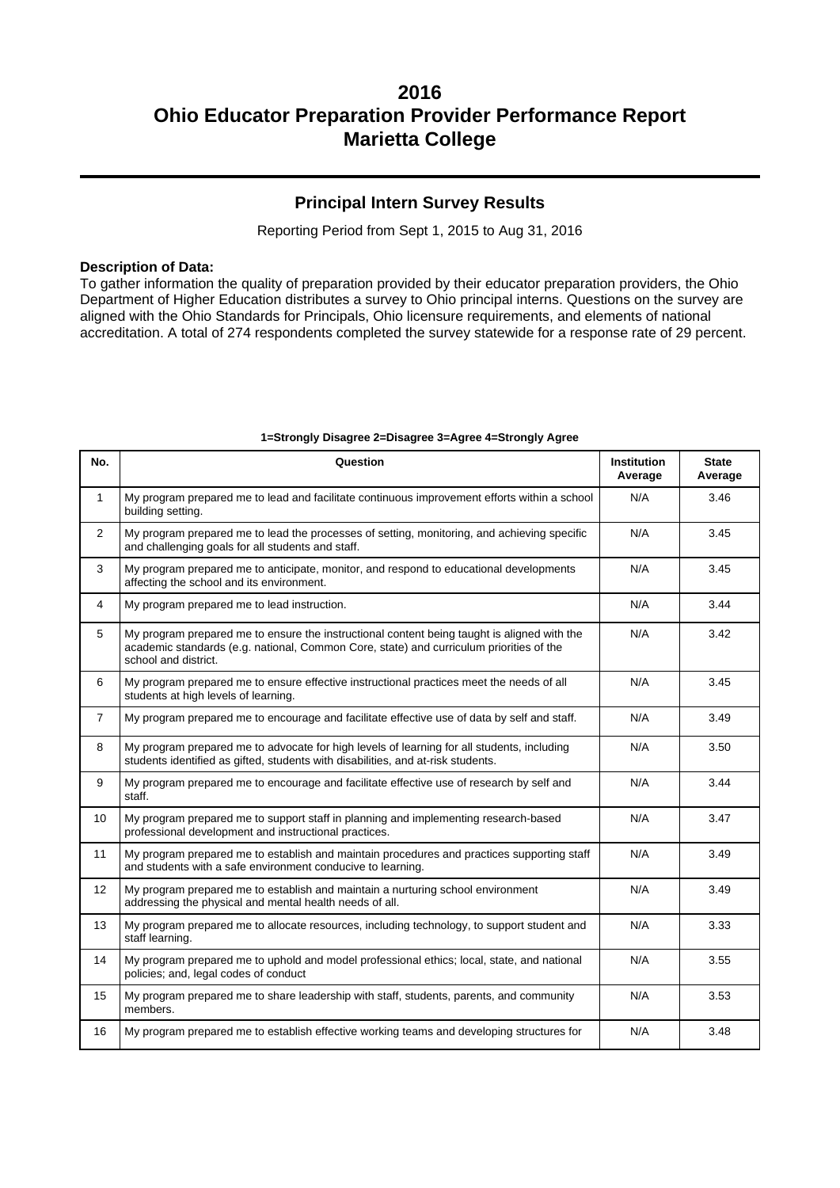# 2016
# Ohio Educator Preparation Provider Performance Report
# Marietta College

## Principal Intern Survey Results

Reporting Period from Sept 1, 2015 to Aug 31, 2016

**Description of Data:**
To gather information the quality of preparation provided by their educator preparation providers, the Ohio Department of Higher Education distributes a survey to Ohio principal interns. Questions on the survey are aligned with the Ohio Standards for Principals, Ohio licensure requirements, and elements of national accreditation. A total of 274 respondents completed the survey statewide for a response rate of 29 percent.

**1=Strongly Disagree 2=Disagree 3=Agree 4=Strongly Agree**

| No. | Question | Institution Average | State Average |
|---|---|---|---|
| 1 | My program prepared me to lead and facilitate continuous improvement efforts within a school building setting. | N/A | 3.46 |
| 2 | My program prepared me to lead the processes of setting, monitoring, and achieving specific and challenging goals for all students and staff. | N/A | 3.45 |
| 3 | My program prepared me to anticipate, monitor, and respond to educational developments affecting the school and its environment. | N/A | 3.45 |
| 4 | My program prepared me to lead instruction. | N/A | 3.44 |
| 5 | My program prepared me to ensure the instructional content being taught is aligned with the academic standards (e.g. national, Common Core, state) and curriculum priorities of the school and district. | N/A | 3.42 |
| 6 | My program prepared me to ensure effective instructional practices meet the needs of all students at high levels of learning. | N/A | 3.45 |
| 7 | My program prepared me to encourage and facilitate effective use of data by self and staff. | N/A | 3.49 |
| 8 | My program prepared me to advocate for high levels of learning for all students, including students identified as gifted, students with disabilities, and at-risk students. | N/A | 3.50 |
| 9 | My program prepared me to encourage and facilitate effective use of research by self and staff. | N/A | 3.44 |
| 10 | My program prepared me to support staff in planning and implementing research-based professional development and instructional practices. | N/A | 3.47 |
| 11 | My program prepared me to establish and maintain procedures and practices supporting staff and students with a safe environment conducive to learning. | N/A | 3.49 |
| 12 | My program prepared me to establish and maintain a nurturing school environment addressing the physical and mental health needs of all. | N/A | 3.49 |
| 13 | My program prepared me to allocate resources, including technology, to support student and staff learning. | N/A | 3.33 |
| 14 | My program prepared me to uphold and model professional ethics; local, state, and national policies; and, legal codes of conduct | N/A | 3.55 |
| 15 | My program prepared me to share leadership with staff, students, parents, and community members. | N/A | 3.53 |
| 16 | My program prepared me to establish effective working teams and developing structures for | N/A | 3.48 |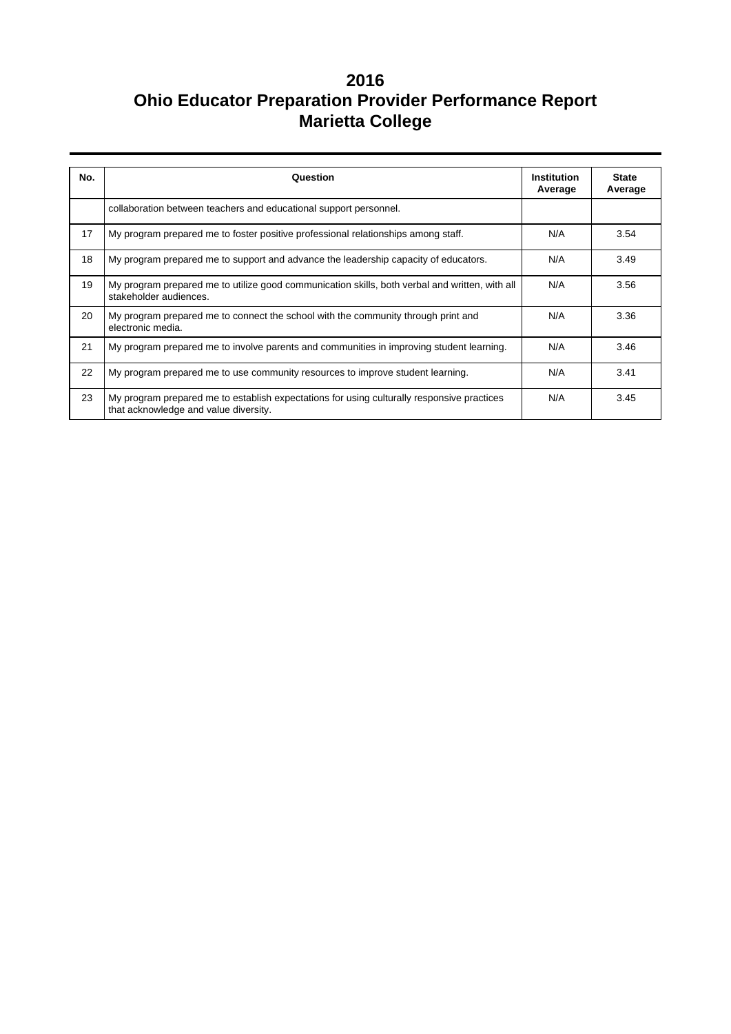# 2016
# Ohio Educator Preparation Provider Performance Report
# Marietta College

| No. | Question | Institution Average | State Average |
|---|---|---|---|
| | collaboration between teachers and educational support personnel. | | |
| 17 | My program prepared me to foster positive professional relationships among staff. | N/A | 3.54 |
| 18 | My program prepared me to support and advance the leadership capacity of educators. | N/A | 3.49 |
| 19 | My program prepared me to utilize good communication skills, both verbal and written, with all stakeholder audiences. | N/A | 3.56 |
| 20 | My program prepared me to connect the school with the community through print and electronic media. | N/A | 3.36 |
| 21 | My program prepared me to involve parents and communities in improving student learning. | N/A | 3.46 |
| 22 | My program prepared me to use community resources to improve student learning. | N/A | 3.41 |
| 23 | My program prepared me to establish expectations for using culturally responsive practices that acknowledge and value diversity. | N/A | 3.45 |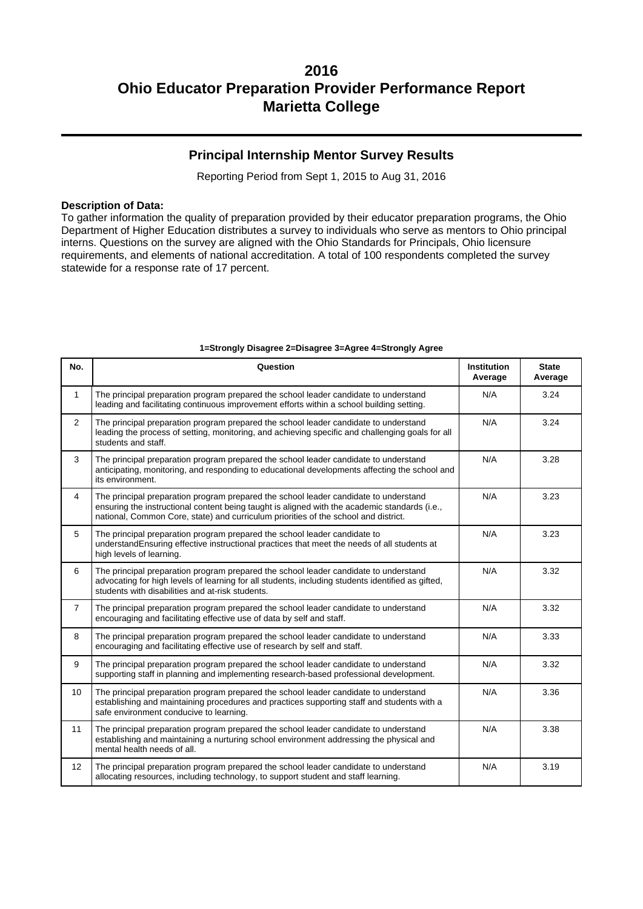# 2016
# Ohio Educator Preparation Provider Performance Report
# Marietta College

## Principal Internship Mentor Survey Results

Reporting Period from Sept 1, 2015 to Aug 31, 2016

**Description of Data:**
To gather information the quality of preparation provided by their educator preparation programs, the Ohio Department of Higher Education distributes a survey to individuals who serve as mentors to Ohio principal interns. Questions on the survey are aligned with the Ohio Standards for Principals, Ohio licensure requirements, and elements of national accreditation. A total of 100 respondents completed the survey statewide for a response rate of 17 percent.

**1=Strongly Disagree 2=Disagree 3=Agree 4=Strongly Agree**

| No. | Question | Institution Average | State Average |
|---|---|---|---|
| 1 | The principal preparation program prepared the school leader candidate to understand leading and facilitating continuous improvement efforts within a school building setting. | N/A | 3.24 |
| 2 | The principal preparation program prepared the school leader candidate to understand leading the process of setting, monitoring, and achieving specific and challenging goals for all students and staff. | N/A | 3.24 |
| 3 | The principal preparation program prepared the school leader candidate to understand anticipating, monitoring, and responding to educational developments affecting the school and its environment. | N/A | 3.28 |
| 4 | The principal preparation program prepared the school leader candidate to understand ensuring the instructional content being taught is aligned with the academic standards (i.e., national, Common Core, state) and curriculum priorities of the school and district. | N/A | 3.23 |
| 5 | The principal preparation program prepared the school leader candidate to understandEnsuring effective instructional practices that meet the needs of all students at high levels of learning. | N/A | 3.23 |
| 6 | The principal preparation program prepared the school leader candidate to understand advocating for high levels of learning for all students, including students identified as gifted, students with disabilities and at-risk students. | N/A | 3.32 |
| 7 | The principal preparation program prepared the school leader candidate to understand encouraging and facilitating effective use of data by self and staff. | N/A | 3.32 |
| 8 | The principal preparation program prepared the school leader candidate to understand encouraging and facilitating effective use of research by self and staff. | N/A | 3.33 |
| 9 | The principal preparation program prepared the school leader candidate to understand supporting staff in planning and implementing research-based professional development. | N/A | 3.32 |
| 10 | The principal preparation program prepared the school leader candidate to understand establishing and maintaining procedures and practices supporting staff and students with a safe environment conducive to learning. | N/A | 3.36 |
| 11 | The principal preparation program prepared the school leader candidate to understand establishing and maintaining a nurturing school environment addressing the physical and mental health needs of all. | N/A | 3.38 |
| 12 | The principal preparation program prepared the school leader candidate to understand allocating resources, including technology, to support student and staff learning. | N/A | 3.19 |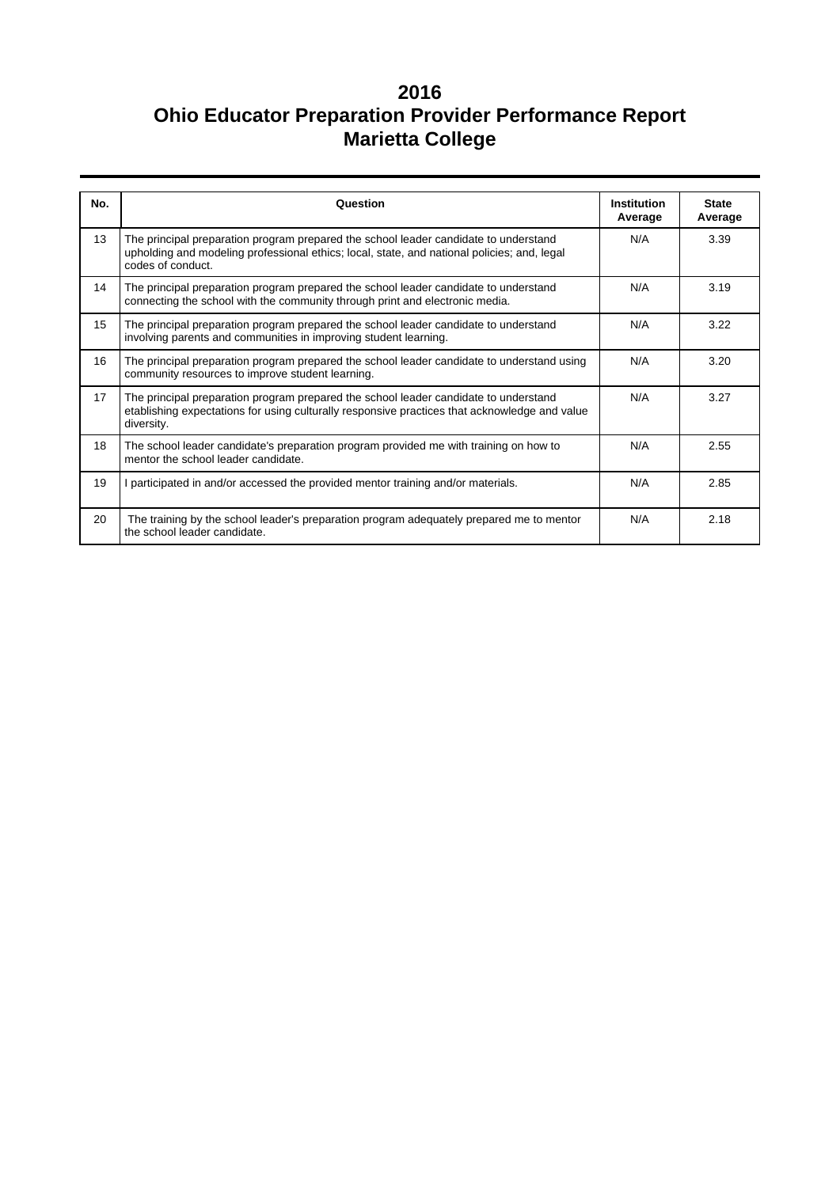# 2016
# Ohio Educator Preparation Provider Performance Report
# Marietta College

| No. | Question | Institution Average | State Average |
|---|---|---|---|
| 13 | The principal preparation program prepared the school leader candidate to understand upholding and modeling professional ethics; local, state, and national policies; and, legal codes of conduct. | N/A | 3.39 |
| 14 | The principal preparation program prepared the school leader candidate to understand connecting the school with the community through print and electronic media. | N/A | 3.19 |
| 15 | The principal preparation program prepared the school leader candidate to understand involving parents and communities in improving student learning. | N/A | 3.22 |
| 16 | The principal preparation program prepared the school leader candidate to understand using community resources to improve student learning. | N/A | 3.20 |
| 17 | The principal preparation program prepared the school leader candidate to understand etablishing expectations for using culturally responsive practices that acknowledge and value diversity. | N/A | 3.27 |
| 18 | The school leader candidate's preparation program provided me with training on how to mentor the school leader candidate. | N/A | 2.55 |
| 19 | I participated in and/or accessed the provided mentor training and/or materials. | N/A | 2.85 |
| 20 | The training by the school leader's preparation program adequately prepared me to mentor the school leader candidate. | N/A | 2.18 |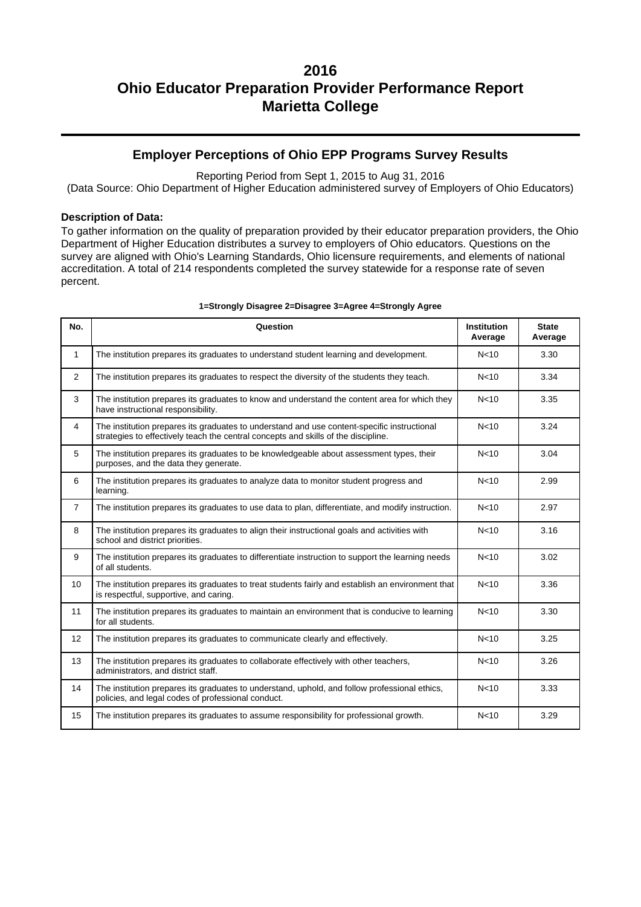# 2016
# Ohio Educator Preparation Provider Performance Report
# Marietta College

## Employer Perceptions of Ohio EPP Programs Survey Results

Reporting Period from Sept 1, 2015 to Aug 31, 2016
(Data Source: Ohio Department of Higher Education administered survey of Employers of Ohio Educators)

**Description of Data:**

To gather information on the quality of preparation provided by their educator preparation providers, the Ohio Department of Higher Education distributes a survey to employers of Ohio educators. Questions on the survey are aligned with Ohio's Learning Standards, Ohio licensure requirements, and elements of national accreditation. A total of 214 respondents completed the survey statewide for a response rate of seven percent.

**1=Strongly Disagree 2=Disagree 3=Agree 4=Strongly Agree**

| No. | Question | Institution Average | State Average |
|---|---|---|---|
| 1 | The institution prepares its graduates to understand student learning and development. | N<10 | 3.30 |
| 2 | The institution prepares its graduates to respect the diversity of the students they teach. | N<10 | 3.34 |
| 3 | The institution prepares its graduates to know and understand the content area for which they have instructional responsibility. | N<10 | 3.35 |
| 4 | The institution prepares its graduates to understand and use content-specific instructional strategies to effectively teach the central concepts and skills of the discipline. | N<10 | 3.24 |
| 5 | The institution prepares its graduates to be knowledgeable about assessment types, their purposes, and the data they generate. | N<10 | 3.04 |
| 6 | The institution prepares its graduates to analyze data to monitor student progress and learning. | N<10 | 2.99 |
| 7 | The institution prepares its graduates to use data to plan, differentiate, and modify instruction. | N<10 | 2.97 |
| 8 | The institution prepares its graduates to align their instructional goals and activities with school and district priorities. | N<10 | 3.16 |
| 9 | The institution prepares its graduates to differentiate instruction to support the learning needs of all students. | N<10 | 3.02 |
| 10 | The institution prepares its graduates to treat students fairly and establish an environment that is respectful, supportive, and caring. | N<10 | 3.36 |
| 11 | The institution prepares its graduates to maintain an environment that is conducive to learning for all students. | N<10 | 3.30 |
| 12 | The institution prepares its graduates to communicate clearly and effectively. | N<10 | 3.25 |
| 13 | The institution prepares its graduates to collaborate effectively with other teachers, administrators, and district staff. | N<10 | 3.26 |
| 14 | The institution prepares its graduates to understand, uphold, and follow professional ethics, policies, and legal codes of professional conduct. | N<10 | 3.33 |
| 15 | The institution prepares its graduates to assume responsibility for professional growth. | N<10 | 3.29 |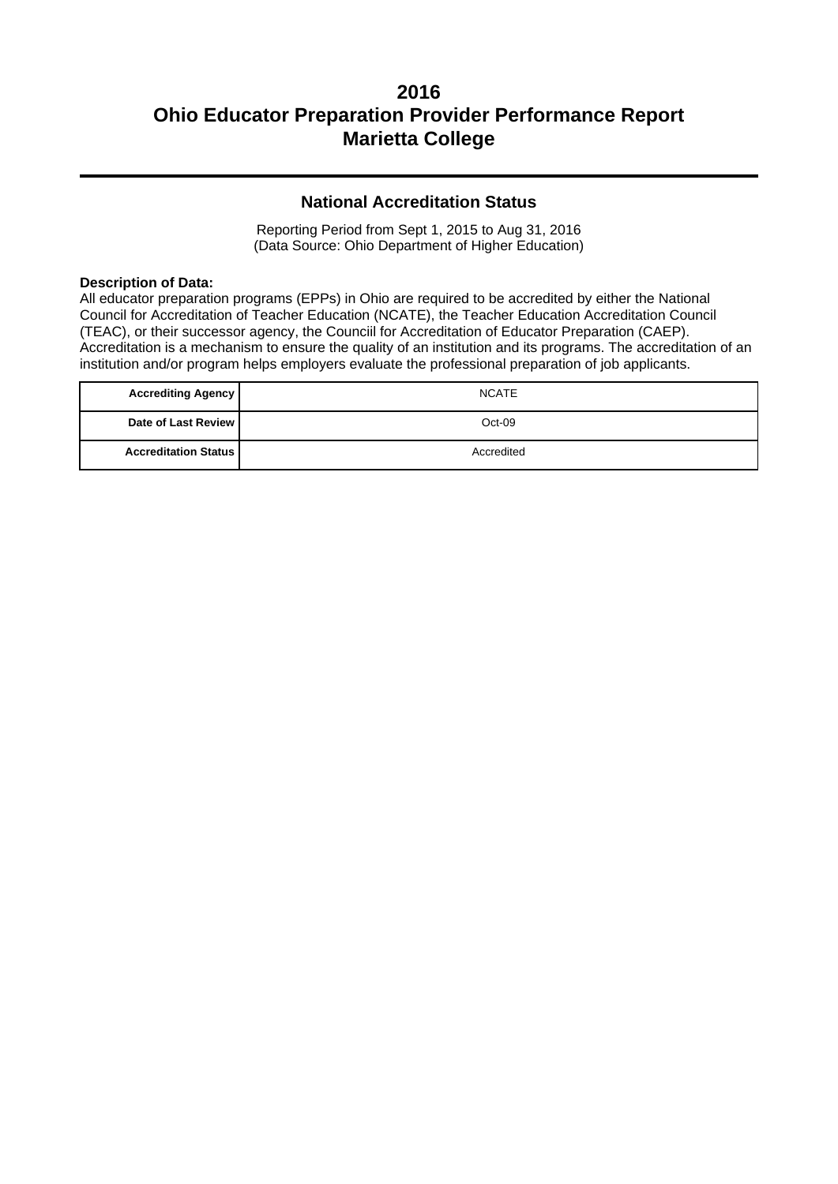# 2016
# Ohio Educator Preparation Provider Performance Report
# Marietta College

## National Accreditation Status

Reporting Period from Sept 1, 2015 to Aug 31, 2016
(Data Source: Ohio Department of Higher Education)

**Description of Data:**
All educator preparation programs (EPPs) in Ohio are required to be accredited by either the National Council for Accreditation of Teacher Education (NCATE), the Teacher Education Accreditation Council (TEAC), or their successor agency, the Counciil for Accreditation of Educator Preparation (CAEP). Accreditation is a mechanism to ensure the quality of an institution and its programs. The accreditation of an institution and/or program helps employers evaluate the professional preparation of job applicants.

| | |
|---|---|
| **Accrediting Agency** | NCATE |
| **Date of Last Review** | Oct-09 |
| **Accreditation Status** | Accredited |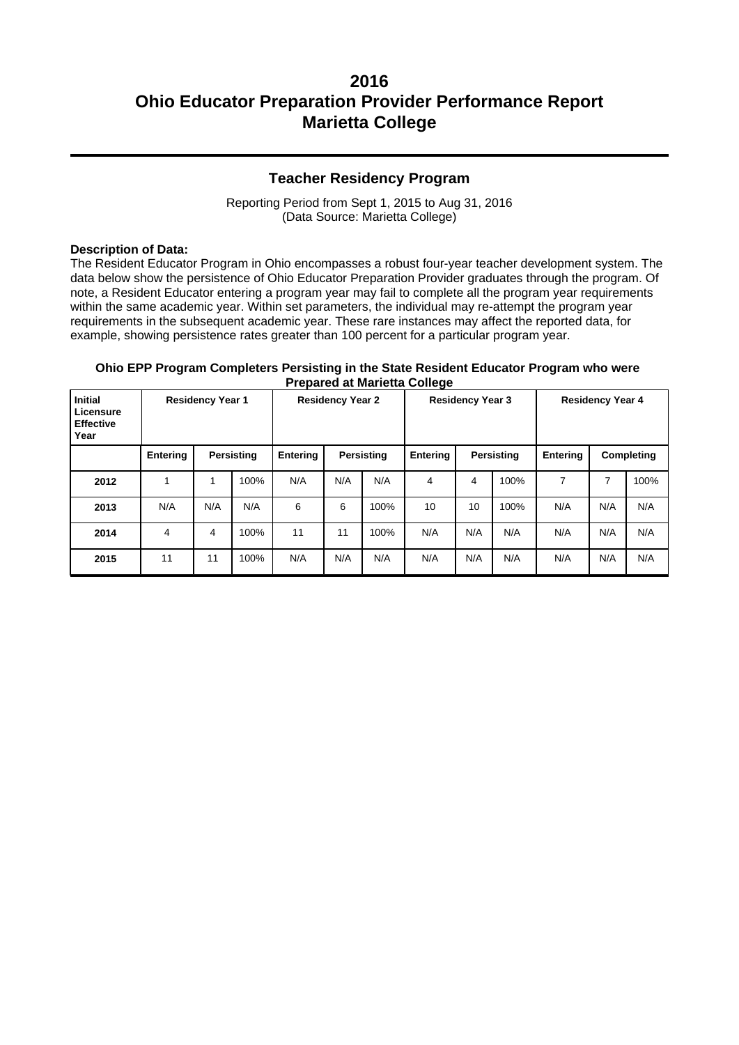# 2016
# Ohio Educator Preparation Provider Performance Report
# Marietta College

## Teacher Residency Program

Reporting Period from Sept 1, 2015 to Aug 31, 2016
(Data Source: Marietta College)

**Description of Data:**
The Resident Educator Program in Ohio encompasses a robust four-year teacher development system. The data below show the persistence of Ohio Educator Preparation Provider graduates through the program. Of note, a Resident Educator entering a program year may fail to complete all the program year requirements within the same academic year. Within set parameters, the individual may re-attempt the program year requirements in the subsequent academic year. These rare instances may affect the reported data, for example, showing persistence rates greater than 100 percent for a particular program year.

**Ohio EPP Program Completers Persisting in the State Resident Educator Program who were Prepared at Marietta College**

| Initial Licensure Effective Year | Residency Year 1 | | | Residency Year 2 | | | Residency Year 3 | | | Residency Year 4 | | |
|---|---|---|---|---|---|---|---|---|---|---|---|---|
| | Entering | Persisting | | Entering | Persisting | | Entering | Persisting | | Entering | Completing | |
| 2012 | 1 | 1 | 100% | N/A | N/A | N/A | 4 | 4 | 100% | 7 | 7 | 100% |
| 2013 | N/A | N/A | N/A | 6 | 6 | 100% | 10 | 10 | 100% | N/A | N/A | N/A |
| 2014 | 4 | 4 | 100% | 11 | 11 | 100% | N/A | N/A | N/A | N/A | N/A | N/A |
| 2015 | 11 | 11 | 100% | N/A | N/A | N/A | N/A | N/A | N/A | N/A | N/A | N/A |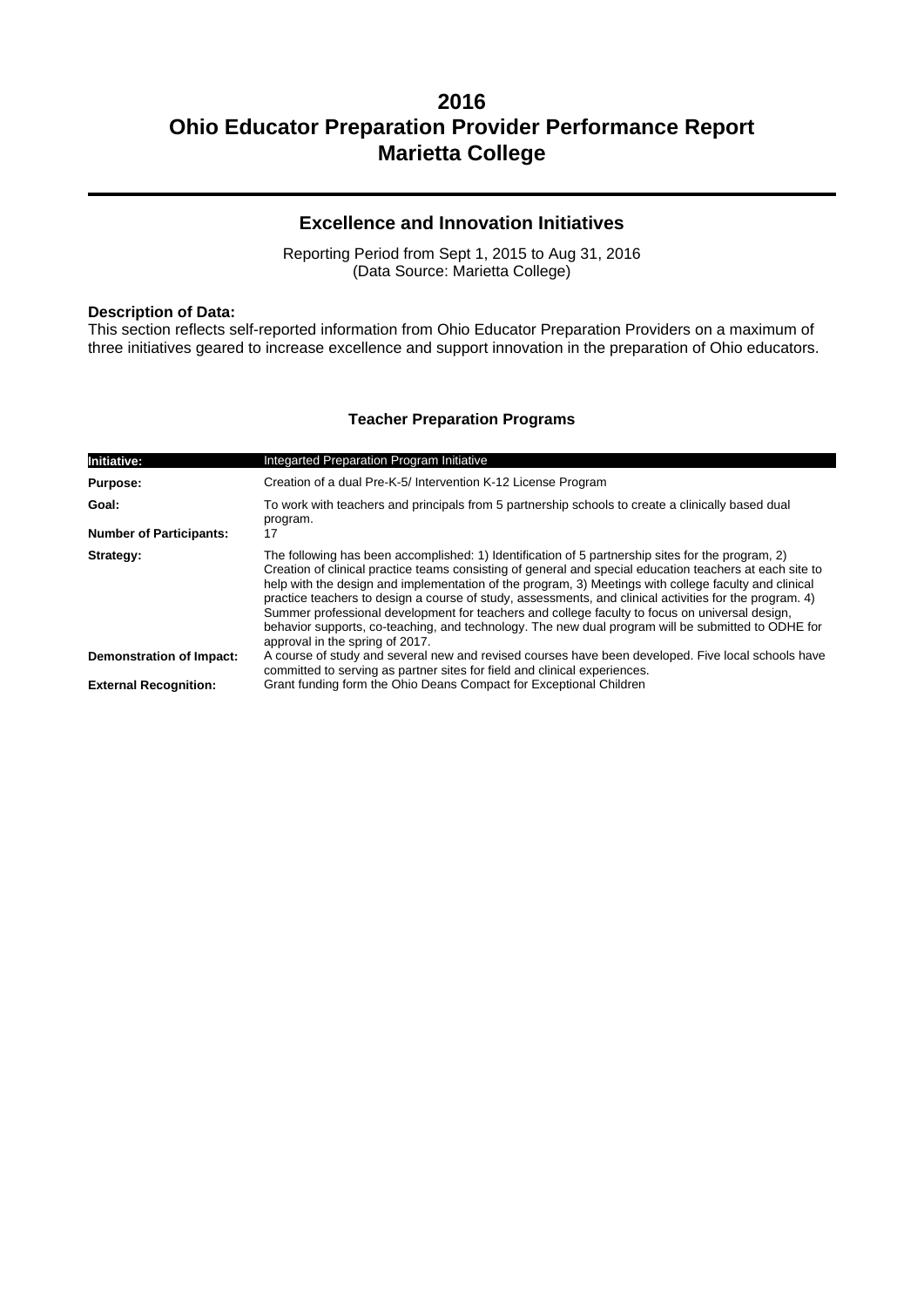# 2016
# Ohio Educator Preparation Provider Performance Report
# Marietta College

## Excellence and Innovation Initiatives

Reporting Period from Sept 1, 2015 to Aug 31, 2016
(Data Source: Marietta College)

**Description of Data:**
This section reflects self-reported information from Ohio Educator Preparation Providers on a maximum of three initiatives geared to increase excellence and support innovation in the preparation of Ohio educators.

### Teacher Preparation Programs

| | |
|---|---|
| **Initiative:** | Integarted Preparation Program Initiative |
| **Purpose:** | Creation of a dual Pre-K-5/ Intervention K-12 License Program |
| **Goal:** | To work with teachers and principals from 5 partnership schools to create a clinically based dual program. |
| **Number of Participants:** | 17 |
| **Strategy:** | The following has been accomplished: 1) Identification of 5 partnership sites for the program, 2) Creation of clinical practice teams consisting of general and special education teachers at each site to help with the design and implementation of the program, 3) Meetings with college faculty and clinical practice teachers to design a course of study, assessments, and clinical activities for the program. 4) Summer professional development for teachers and college faculty to focus on universal design, behavior supports, co-teaching, and technology. The new dual program will be submitted to ODHE for approval in the spring of 2017. |
| **Demonstration of Impact:** | A course of study and several new and revised courses have been developed. Five local schools have committed to serving as partner sites for field and clinical experiences. |
| **External Recognition:** | Grant funding form the Ohio Deans Compact for Exceptional Children |